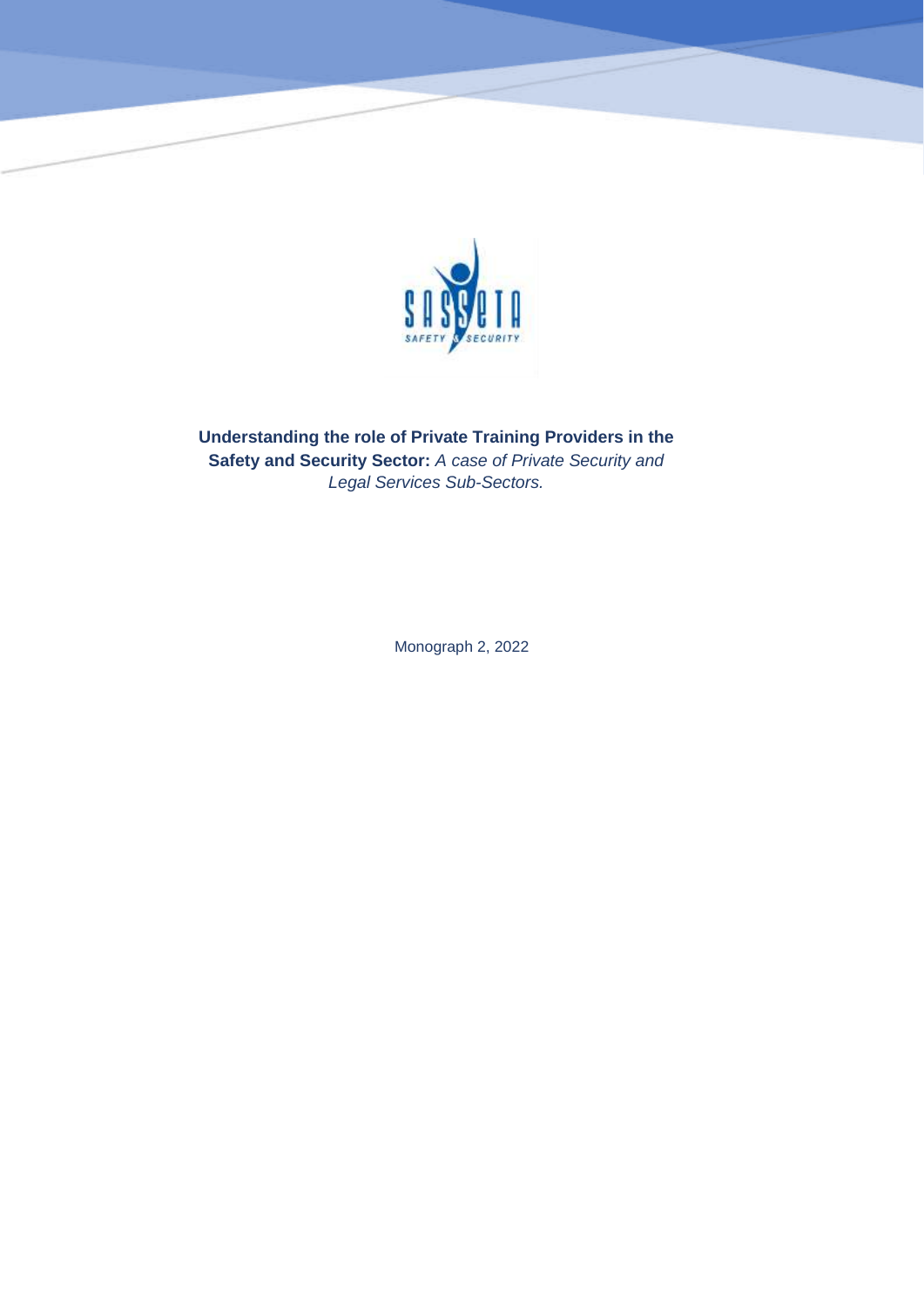**Understanding the role of Private Training Providers in the Safety and Security Sector:** *A case of Private Security and Legal Services Sub-Sectors.*

Monograph 2, 2022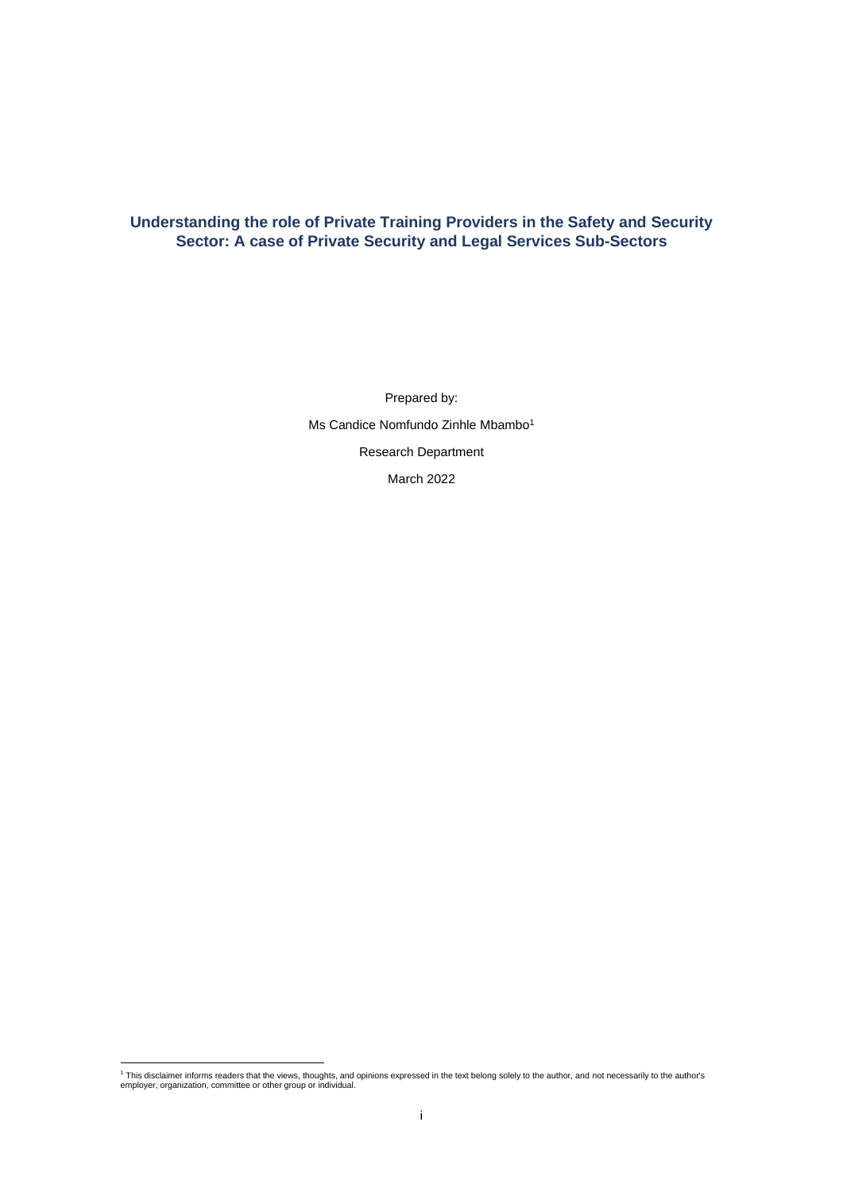# Understanding the role of Private Training Providers in the Safety and Security Sector: A case of Private Security and Legal Services Sub-Sectors

Prepared by:

Ms Candice Nomfundo Zinhle Mbambo[1]

Research Department

March 2022

[1] This disclaimer informs readers that the views, thoughts, and opinions expressed in the text belong solely to the author, and not necessarily to the author's employer, organization, committee or other group or individual.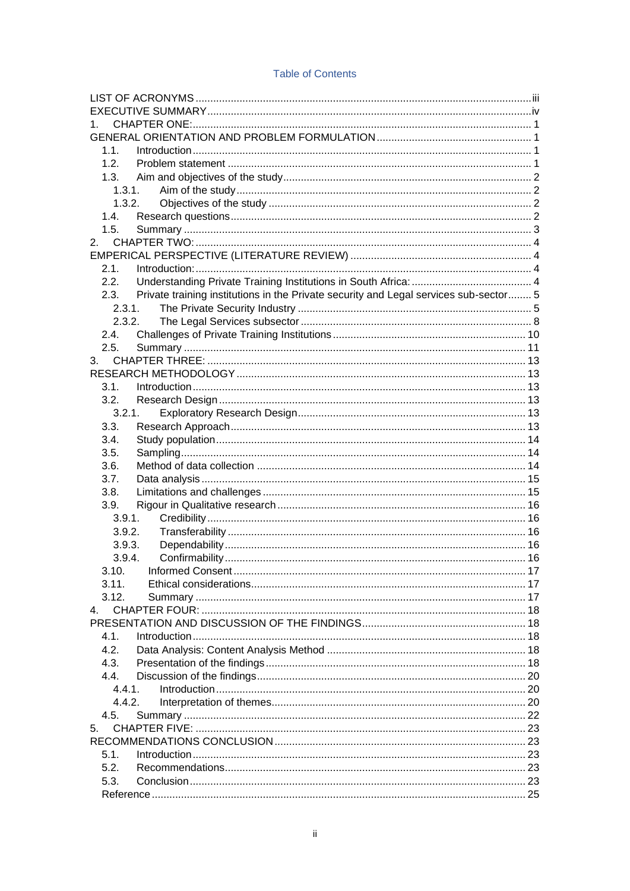# Table of Contents

LIST OF ACRONYMS .......... iii
EXECUTIVE SUMMARY .......... iv
1. CHAPTER ONE: .......... 1
GENERAL ORIENTATION AND PROBLEM FORMULATION .......... 1
- 1.1. Introduction .......... 1
- 1.2. Problem statement .......... 1
- 1.3. Aim and objectives of the study .......... 2
  - 1.3.1. Aim of the study .......... 2
  - 1.3.2. Objectives of the study .......... 2
- 1.4. Research questions .......... 2
- 1.5. Summary .......... 3

2. CHAPTER TWO: .......... 4
EMPERICAL PERSPECTIVE (LITERATURE REVIEW) .......... 4
- 2.1. Introduction: .......... 4
- 2.2. Understanding Private Training Institutions in South Africa: .......... 4
- 2.3. Private training institutions in the Private security and Legal services sub-sector .......... 5
  - 2.3.1. The Private Security Industry .......... 5
  - 2.3.2. The Legal Services subsector .......... 8
- 2.4. Challenges of Private Training Institutions .......... 10
- 2.5. Summary .......... 11

3. CHAPTER THREE: .......... 13
RESEARCH METHODOLOGY .......... 13
- 3.1. Introduction .......... 13
- 3.2. Research Design .......... 13
  - 3.2.1. Exploratory Research Design .......... 13
- 3.3. Research Approach .......... 13
- 3.4. Study population .......... 14
- 3.5. Sampling .......... 14
- 3.6. Method of data collection .......... 14
- 3.7. Data analysis .......... 15
- 3.8. Limitations and challenges .......... 15
- 3.9. Rigour in Qualitative research .......... 16
  - 3.9.1. Credibility .......... 16
  - 3.9.2. Transferability .......... 16
  - 3.9.3. Dependability .......... 16
  - 3.9.4. Confirmability .......... 16
- 3.10. Informed Consent .......... 17
- 3.11. Ethical considerations .......... 17
- 3.12. Summary .......... 17

4. CHAPTER FOUR: .......... 18
PRESENTATION AND DISCUSSION OF THE FINDINGS .......... 18
- 4.1. Introduction .......... 18
- 4.2. Data Analysis: Content Analysis Method .......... 18
- 4.3. Presentation of the findings .......... 18
- 4.4. Discussion of the findings .......... 20
  - 4.4.1. Introduction .......... 20
  - 4.4.2. Interpretation of themes .......... 20
- 4.5. Summary .......... 22

5. CHAPTER FIVE: .......... 23
RECOMMENDATIONS CONCLUSION .......... 23
- 5.1. Introduction .......... 23
- 5.2. Recommendations .......... 23
- 5.3. Conclusion .......... 23

Reference .......... 25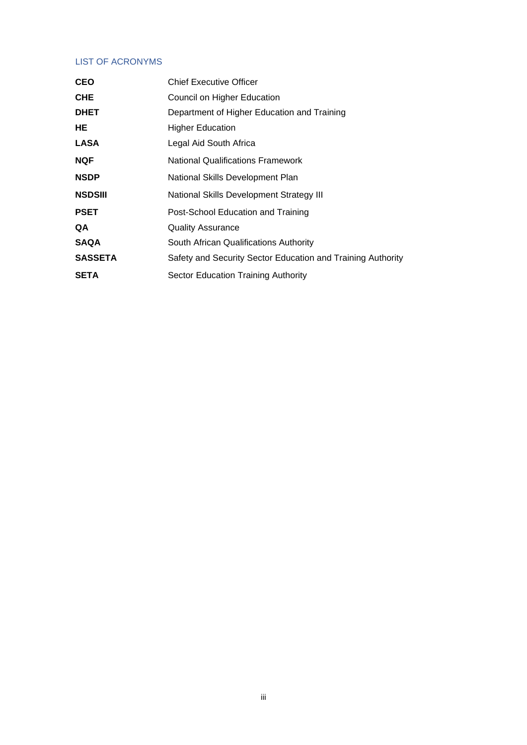## LIST OF ACRONYMS

| | |
|---|---|
| **CEO** | Chief Executive Officer |
| **CHE** | Council on Higher Education |
| **DHET** | Department of Higher Education and Training |
| **HE** | Higher Education |
| **LASA** | Legal Aid South Africa |
| **NQF** | National Qualifications Framework |
| **NSDP** | National Skills Development Plan |
| **NSDSIII** | National Skills Development Strategy III |
| **PSET** | Post-School Education and Training |
| **QA** | Quality Assurance |
| **SAQA** | South African Qualifications Authority |
| **SASSETA** | Safety and Security Sector Education and Training Authority |
| **SETA** | Sector Education Training Authority |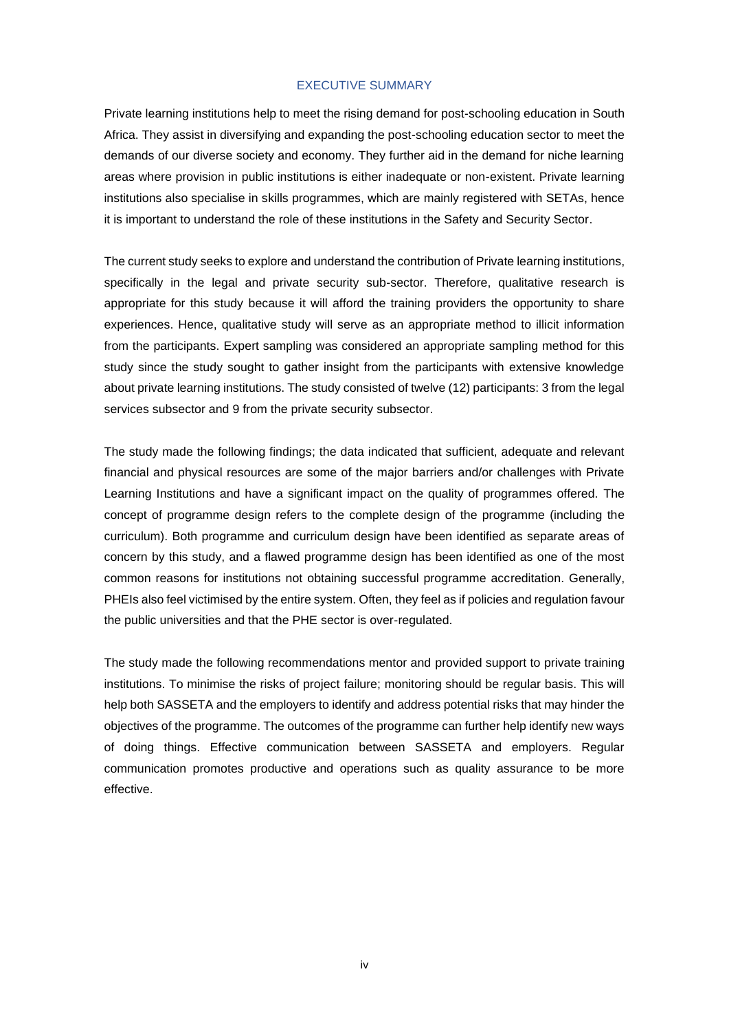# EXECUTIVE SUMMARY

Private learning institutions help to meet the rising demand for post-schooling education in South Africa. They assist in diversifying and expanding the post-schooling education sector to meet the demands of our diverse society and economy. They further aid in the demand for niche learning areas where provision in public institutions is either inadequate or non-existent. Private learning institutions also specialise in skills programmes, which are mainly registered with SETAs, hence it is important to understand the role of these institutions in the Safety and Security Sector.

The current study seeks to explore and understand the contribution of Private learning institutions, specifically in the legal and private security sub-sector. Therefore, qualitative research is appropriate for this study because it will afford the training providers the opportunity to share experiences. Hence, qualitative study will serve as an appropriate method to illicit information from the participants. Expert sampling was considered an appropriate sampling method for this study since the study sought to gather insight from the participants with extensive knowledge about private learning institutions. The study consisted of twelve (12) participants: 3 from the legal services subsector and 9 from the private security subsector.

The study made the following findings; the data indicated that sufficient, adequate and relevant financial and physical resources are some of the major barriers and/or challenges with Private Learning Institutions and have a significant impact on the quality of programmes offered. The concept of programme design refers to the complete design of the programme (including the curriculum). Both programme and curriculum design have been identified as separate areas of concern by this study, and a flawed programme design has been identified as one of the most common reasons for institutions not obtaining successful programme accreditation. Generally, PHEIs also feel victimised by the entire system. Often, they feel as if policies and regulation favour the public universities and that the PHE sector is over-regulated.

The study made the following recommendations mentor and provided support to private training institutions. To minimise the risks of project failure; monitoring should be regular basis. This will help both SASSETA and the employers to identify and address potential risks that may hinder the objectives of the programme. The outcomes of the programme can further help identify new ways of doing things. Effective communication between SASSETA and employers. Regular communication promotes productive and operations such as quality assurance to be more effective.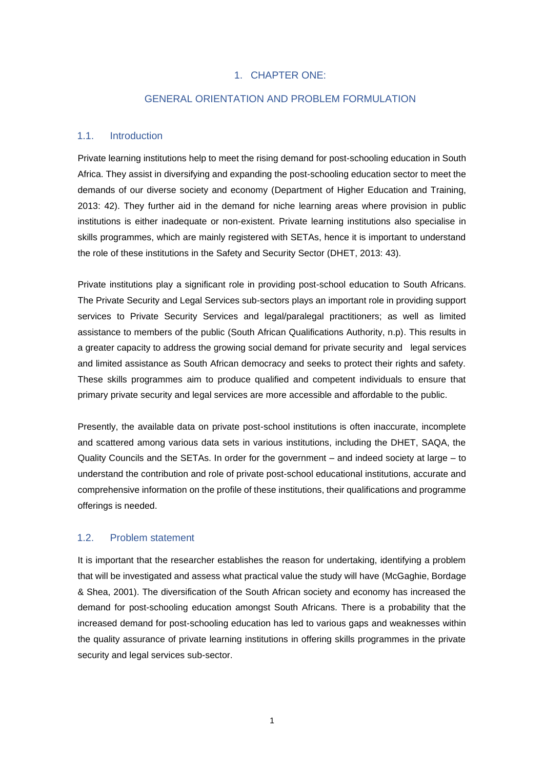# 1. CHAPTER ONE:

# GENERAL ORIENTATION AND PROBLEM FORMULATION

## 1.1. Introduction

Private learning institutions help to meet the rising demand for post-schooling education in South Africa. They assist in diversifying and expanding the post-schooling education sector to meet the demands of our diverse society and economy (Department of Higher Education and Training, 2013: 42). They further aid in the demand for niche learning areas where provision in public institutions is either inadequate or non-existent. Private learning institutions also specialise in skills programmes, which are mainly registered with SETAs, hence it is important to understand the role of these institutions in the Safety and Security Sector (DHET, 2013: 43).

Private institutions play a significant role in providing post-school education to South Africans. The Private Security and Legal Services sub-sectors plays an important role in providing support services to Private Security Services and legal/paralegal practitioners; as well as limited assistance to members of the public (South African Qualifications Authority, n.p). This results in a greater capacity to address the growing social demand for private security and legal services and limited assistance as South African democracy and seeks to protect their rights and safety. These skills programmes aim to produce qualified and competent individuals to ensure that primary private security and legal services are more accessible and affordable to the public.

Presently, the available data on private post-school institutions is often inaccurate, incomplete and scattered among various data sets in various institutions, including the DHET, SAQA, the Quality Councils and the SETAs. In order for the government – and indeed society at large – to understand the contribution and role of private post-school educational institutions, accurate and comprehensive information on the profile of these institutions, their qualifications and programme offerings is needed.

## 1.2. Problem statement

It is important that the researcher establishes the reason for undertaking, identifying a problem that will be investigated and assess what practical value the study will have (McGaghie, Bordage & Shea, 2001). The diversification of the South African society and economy has increased the demand for post-schooling education amongst South Africans. There is a probability that the increased demand for post-schooling education has led to various gaps and weaknesses within the quality assurance of private learning institutions in offering skills programmes in the private security and legal services sub-sector.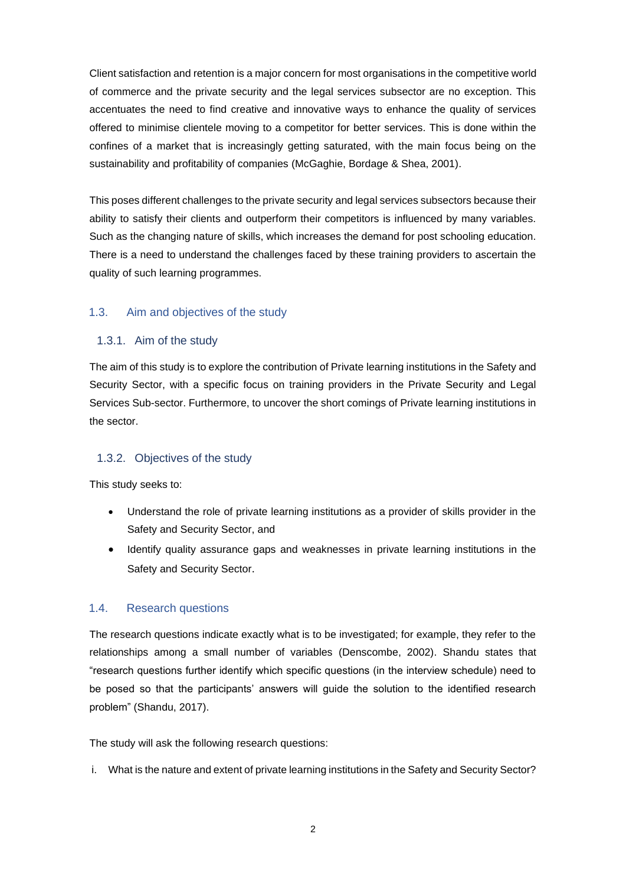Client satisfaction and retention is a major concern for most organisations in the competitive world of commerce and the private security and the legal services subsector are no exception. This accentuates the need to find creative and innovative ways to enhance the quality of services offered to minimise clientele moving to a competitor for better services. This is done within the confines of a market that is increasingly getting saturated, with the main focus being on the sustainability and profitability of companies (McGaghie, Bordage & Shea, 2001).

This poses different challenges to the private security and legal services subsectors because their ability to satisfy their clients and outperform their competitors is influenced by many variables. Such as the changing nature of skills, which increases the demand for post schooling education. There is a need to understand the challenges faced by these training providers to ascertain the quality of such learning programmes.

## 1.3. Aim and objectives of the study

### 1.3.1. Aim of the study

The aim of this study is to explore the contribution of Private learning institutions in the Safety and Security Sector, with a specific focus on training providers in the Private Security and Legal Services Sub-sector. Furthermore, to uncover the short comings of Private learning institutions in the sector.

### 1.3.2. Objectives of the study

This study seeks to:

- Understand the role of private learning institutions as a provider of skills provider in the Safety and Security Sector, and
- Identify quality assurance gaps and weaknesses in private learning institutions in the Safety and Security Sector.

## 1.4. Research questions

The research questions indicate exactly what is to be investigated; for example, they refer to the relationships among a small number of variables (Denscombe, 2002). Shandu states that "research questions further identify which specific questions (in the interview schedule) need to be posed so that the participants' answers will guide the solution to the identified research problem" (Shandu, 2017).

The study will ask the following research questions:

i. What is the nature and extent of private learning institutions in the Safety and Security Sector?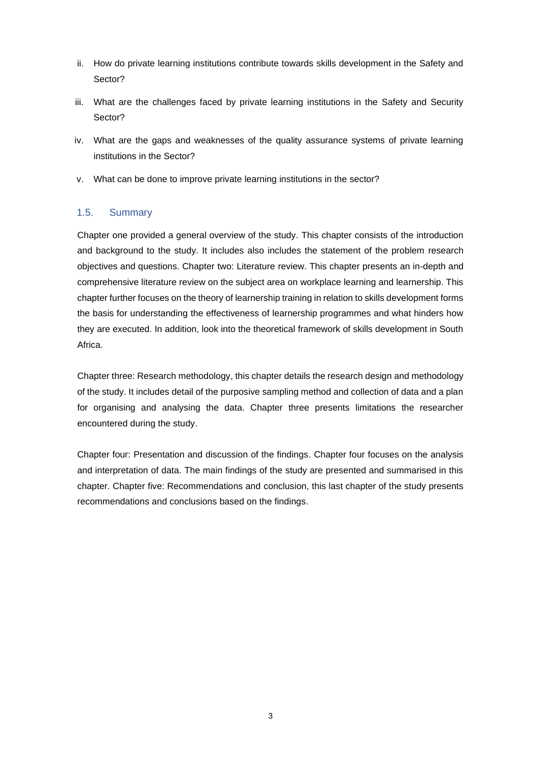ii. How do private learning institutions contribute towards skills development in the Safety and Sector?

iii. What are the challenges faced by private learning institutions in the Safety and Security Sector?

iv. What are the gaps and weaknesses of the quality assurance systems of private learning institutions in the Sector?

v. What can be done to improve private learning institutions in the sector?

## 1.5. Summary

Chapter one provided a general overview of the study. This chapter consists of the introduction and background to the study. It includes also includes the statement of the problem research objectives and questions. Chapter two: Literature review. This chapter presents an in-depth and comprehensive literature review on the subject area on workplace learning and learnership. This chapter further focuses on the theory of learnership training in relation to skills development forms the basis for understanding the effectiveness of learnership programmes and what hinders how they are executed. In addition, look into the theoretical framework of skills development in South Africa.

Chapter three: Research methodology, this chapter details the research design and methodology of the study. It includes detail of the purposive sampling method and collection of data and a plan for organising and analysing the data. Chapter three presents limitations the researcher encountered during the study.

Chapter four: Presentation and discussion of the findings. Chapter four focuses on the analysis and interpretation of data. The main findings of the study are presented and summarised in this chapter. Chapter five: Recommendations and conclusion, this last chapter of the study presents recommendations and conclusions based on the findings.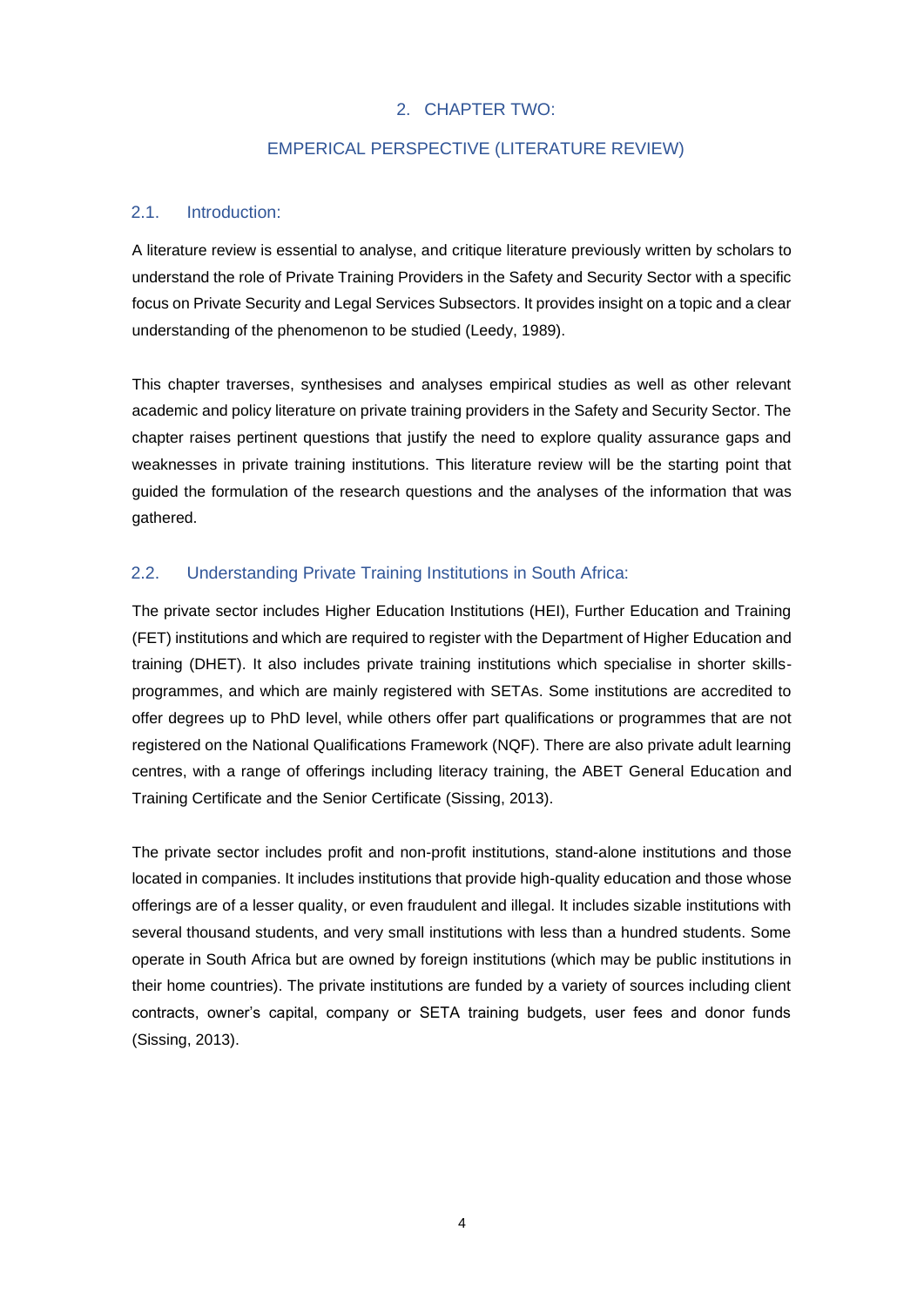# 2. CHAPTER TWO:

# EMPERICAL PERSPECTIVE (LITERATURE REVIEW)

## 2.1. Introduction:

A literature review is essential to analyse, and critique literature previously written by scholars to understand the role of Private Training Providers in the Safety and Security Sector with a specific focus on Private Security and Legal Services Subsectors. It provides insight on a topic and a clear understanding of the phenomenon to be studied (Leedy, 1989).

This chapter traverses, synthesises and analyses empirical studies as well as other relevant academic and policy literature on private training providers in the Safety and Security Sector. The chapter raises pertinent questions that justify the need to explore quality assurance gaps and weaknesses in private training institutions. This literature review will be the starting point that guided the formulation of the research questions and the analyses of the information that was gathered.

## 2.2. Understanding Private Training Institutions in South Africa:

The private sector includes Higher Education Institutions (HEI), Further Education and Training (FET) institutions and which are required to register with the Department of Higher Education and training (DHET). It also includes private training institutions which specialise in shorter skills-programmes, and which are mainly registered with SETAs. Some institutions are accredited to offer degrees up to PhD level, while others offer part qualifications or programmes that are not registered on the National Qualifications Framework (NQF). There are also private adult learning centres, with a range of offerings including literacy training, the ABET General Education and Training Certificate and the Senior Certificate (Sissing, 2013).

The private sector includes profit and non-profit institutions, stand-alone institutions and those located in companies. It includes institutions that provide high-quality education and those whose offerings are of a lesser quality, or even fraudulent and illegal. It includes sizable institutions with several thousand students, and very small institutions with less than a hundred students. Some operate in South Africa but are owned by foreign institutions (which may be public institutions in their home countries). The private institutions are funded by a variety of sources including client contracts, owner's capital, company or SETA training budgets, user fees and donor funds (Sissing, 2013).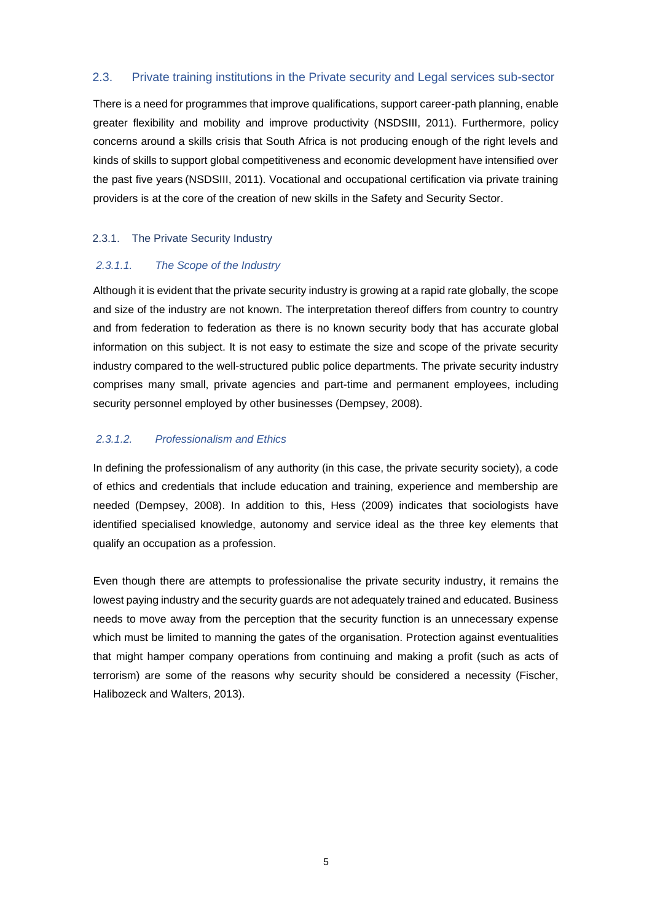## 2.3. Private training institutions in the Private security and Legal services sub-sector

There is a need for programmes that improve qualifications, support career-path planning, enable greater flexibility and mobility and improve productivity (NSDSIII, 2011). Furthermore, policy concerns around a skills crisis that South Africa is not producing enough of the right levels and kinds of skills to support global competitiveness and economic development have intensified over the past five years (NSDSIII, 2011). Vocational and occupational certification via private training providers is at the core of the creation of new skills in the Safety and Security Sector.

### 2.3.1. The Private Security Industry

#### *2.3.1.1. The Scope of the Industry*

Although it is evident that the private security industry is growing at a rapid rate globally, the scope and size of the industry are not known. The interpretation thereof differs from country to country and from federation to federation as there is no known security body that has accurate global information on this subject. It is not easy to estimate the size and scope of the private security industry compared to the well-structured public police departments. The private security industry comprises many small, private agencies and part-time and permanent employees, including security personnel employed by other businesses (Dempsey, 2008).

#### *2.3.1.2. Professionalism and Ethics*

In defining the professionalism of any authority (in this case, the private security society), a code of ethics and credentials that include education and training, experience and membership are needed (Dempsey, 2008). In addition to this, Hess (2009) indicates that sociologists have identified specialised knowledge, autonomy and service ideal as the three key elements that qualify an occupation as a profession.

Even though there are attempts to professionalise the private security industry, it remains the lowest paying industry and the security guards are not adequately trained and educated. Business needs to move away from the perception that the security function is an unnecessary expense which must be limited to manning the gates of the organisation. Protection against eventualities that might hamper company operations from continuing and making a profit (such as acts of terrorism) are some of the reasons why security should be considered a necessity (Fischer, Halibozeck and Walters, 2013).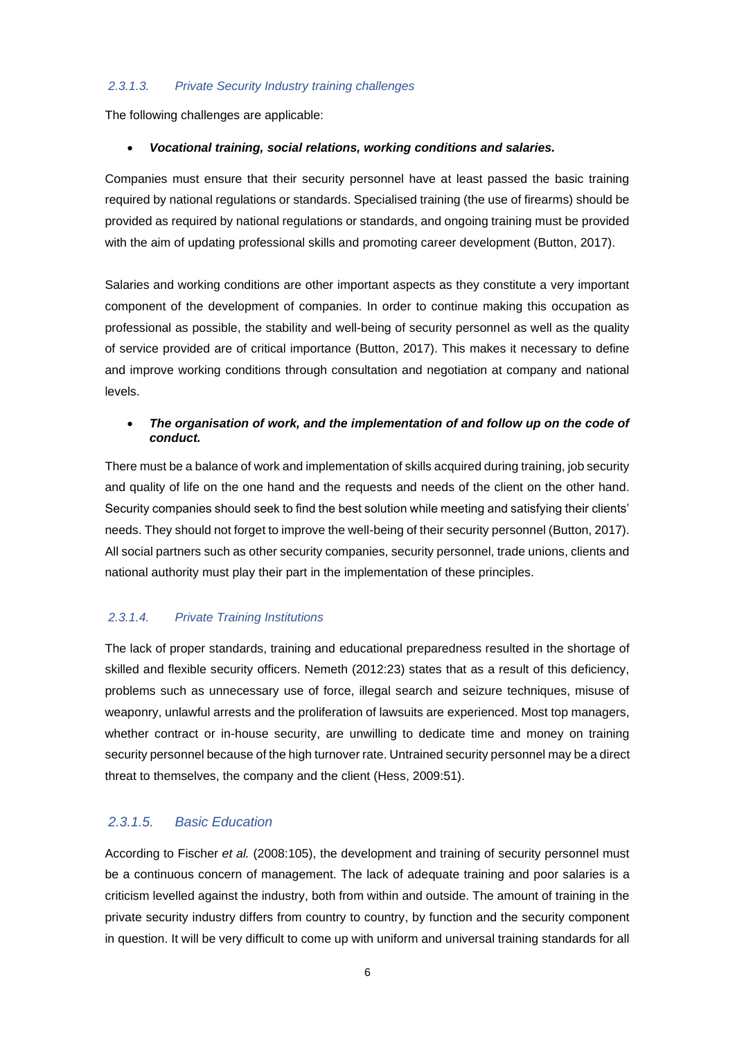#### *2.3.1.3. Private Security Industry training challenges*

The following challenges are applicable:

- ***Vocational training, social relations, working conditions and salaries.***

Companies must ensure that their security personnel have at least passed the basic training required by national regulations or standards. Specialised training (the use of firearms) should be provided as required by national regulations or standards, and ongoing training must be provided with the aim of updating professional skills and promoting career development (Button, 2017).

Salaries and working conditions are other important aspects as they constitute a very important component of the development of companies. In order to continue making this occupation as professional as possible, the stability and well-being of security personnel as well as the quality of service provided are of critical importance (Button, 2017). This makes it necessary to define and improve working conditions through consultation and negotiation at company and national levels.

- ***The organisation of work, and the implementation of and follow up on the code of conduct.***

There must be a balance of work and implementation of skills acquired during training, job security and quality of life on the one hand and the requests and needs of the client on the other hand. Security companies should seek to find the best solution while meeting and satisfying their clients' needs. They should not forget to improve the well-being of their security personnel (Button, 2017). All social partners such as other security companies, security personnel, trade unions, clients and national authority must play their part in the implementation of these principles.

#### *2.3.1.4. Private Training Institutions*

The lack of proper standards, training and educational preparedness resulted in the shortage of skilled and flexible security officers. Nemeth (2012:23) states that as a result of this deficiency, problems such as unnecessary use of force, illegal search and seizure techniques, misuse of weaponry, unlawful arrests and the proliferation of lawsuits are experienced. Most top managers, whether contract or in-house security, are unwilling to dedicate time and money on training security personnel because of the high turnover rate. Untrained security personnel may be a direct threat to themselves, the company and the client (Hess, 2009:51).

#### *2.3.1.5. Basic Education*

According to Fischer *et al.* (2008:105), the development and training of security personnel must be a continuous concern of management. The lack of adequate training and poor salaries is a criticism levelled against the industry, both from within and outside. The amount of training in the private security industry differs from country to country, by function and the security component in question. It will be very difficult to come up with uniform and universal training standards for all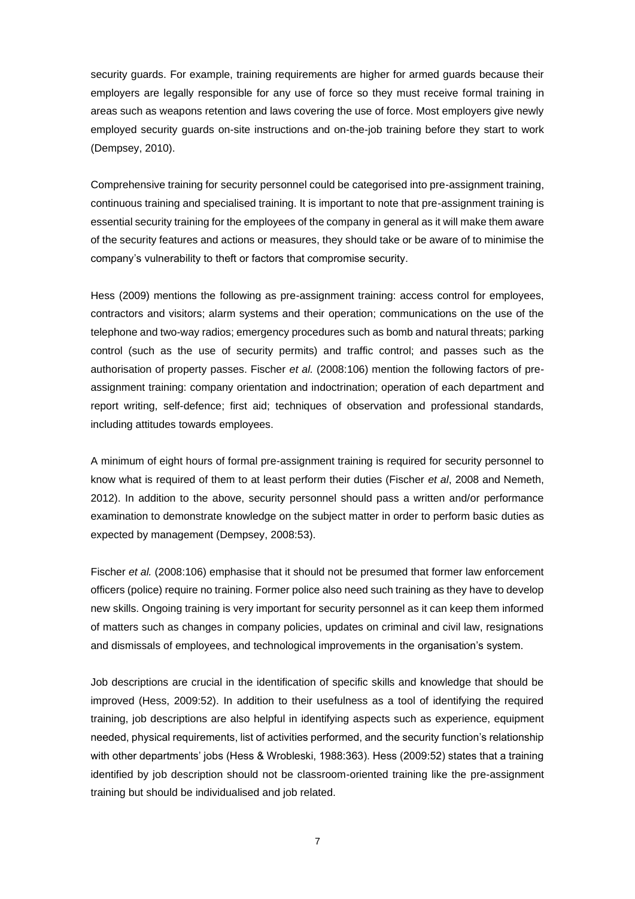security guards. For example, training requirements are higher for armed guards because their employers are legally responsible for any use of force so they must receive formal training in areas such as weapons retention and laws covering the use of force. Most employers give newly employed security guards on-site instructions and on-the-job training before they start to work (Dempsey, 2010).

Comprehensive training for security personnel could be categorised into pre-assignment training, continuous training and specialised training. It is important to note that pre-assignment training is essential security training for the employees of the company in general as it will make them aware of the security features and actions or measures, they should take or be aware of to minimise the company's vulnerability to theft or factors that compromise security.

Hess (2009) mentions the following as pre-assignment training: access control for employees, contractors and visitors; alarm systems and their operation; communications on the use of the telephone and two-way radios; emergency procedures such as bomb and natural threats; parking control (such as the use of security permits) and traffic control; and passes such as the authorisation of property passes. Fischer *et al.* (2008:106) mention the following factors of pre-assignment training: company orientation and indoctrination; operation of each department and report writing, self-defence; first aid; techniques of observation and professional standards, including attitudes towards employees.

A minimum of eight hours of formal pre-assignment training is required for security personnel to know what is required of them to at least perform their duties (Fischer *et al*, 2008 and Nemeth, 2012). In addition to the above, security personnel should pass a written and/or performance examination to demonstrate knowledge on the subject matter in order to perform basic duties as expected by management (Dempsey, 2008:53).

Fischer *et al.* (2008:106) emphasise that it should not be presumed that former law enforcement officers (police) require no training. Former police also need such training as they have to develop new skills. Ongoing training is very important for security personnel as it can keep them informed of matters such as changes in company policies, updates on criminal and civil law, resignations and dismissals of employees, and technological improvements in the organisation's system.

Job descriptions are crucial in the identification of specific skills and knowledge that should be improved (Hess, 2009:52). In addition to their usefulness as a tool of identifying the required training, job descriptions are also helpful in identifying aspects such as experience, equipment needed, physical requirements, list of activities performed, and the security function's relationship with other departments' jobs (Hess & Wrobleski, 1988:363). Hess (2009:52) states that a training identified by job description should not be classroom-oriented training like the pre-assignment training but should be individualised and job related.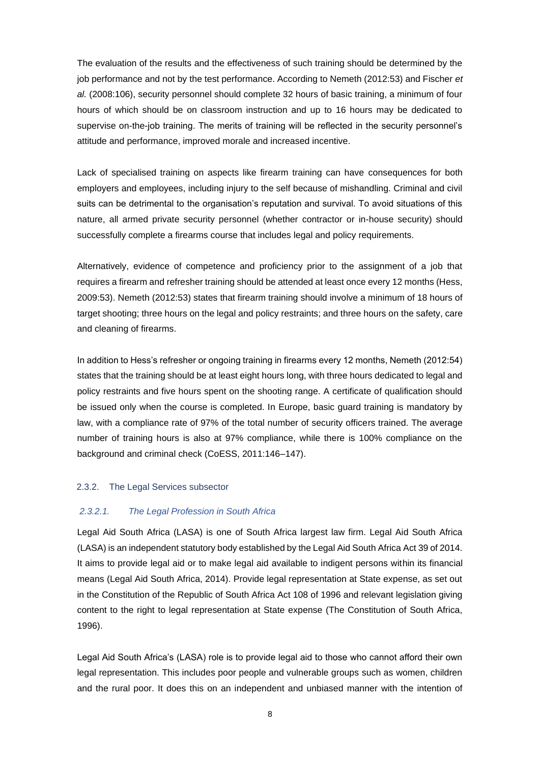The evaluation of the results and the effectiveness of such training should be determined by the job performance and not by the test performance. According to Nemeth (2012:53) and Fischer *et al.* (2008:106), security personnel should complete 32 hours of basic training, a minimum of four hours of which should be on classroom instruction and up to 16 hours may be dedicated to supervise on-the-job training. The merits of training will be reflected in the security personnel's attitude and performance, improved morale and increased incentive.

Lack of specialised training on aspects like firearm training can have consequences for both employers and employees, including injury to the self because of mishandling. Criminal and civil suits can be detrimental to the organisation's reputation and survival. To avoid situations of this nature, all armed private security personnel (whether contractor or in-house security) should successfully complete a firearms course that includes legal and policy requirements.

Alternatively, evidence of competence and proficiency prior to the assignment of a job that requires a firearm and refresher training should be attended at least once every 12 months (Hess, 2009:53). Nemeth (2012:53) states that firearm training should involve a minimum of 18 hours of target shooting; three hours on the legal and policy restraints; and three hours on the safety, care and cleaning of firearms.

In addition to Hess's refresher or ongoing training in firearms every 12 months, Nemeth (2012:54) states that the training should be at least eight hours long, with three hours dedicated to legal and policy restraints and five hours spent on the shooting range. A certificate of qualification should be issued only when the course is completed. In Europe, basic guard training is mandatory by law, with a compliance rate of 97% of the total number of security officers trained. The average number of training hours is also at 97% compliance, while there is 100% compliance on the background and criminal check (CoESS, 2011:146–147).

### 2.3.2. The Legal Services subsector

#### *2.3.2.1. The Legal Profession in South Africa*

Legal Aid South Africa (LASA) is one of South Africa largest law firm. Legal Aid South Africa (LASA) is an independent statutory body established by the Legal Aid South Africa Act 39 of 2014. It aims to provide legal aid or to make legal aid available to indigent persons within its financial means (Legal Aid South Africa, 2014). Provide legal representation at State expense, as set out in the Constitution of the Republic of South Africa Act 108 of 1996 and relevant legislation giving content to the right to legal representation at State expense (The Constitution of South Africa, 1996).

Legal Aid South Africa's (LASA) role is to provide legal aid to those who cannot afford their own legal representation. This includes poor people and vulnerable groups such as women, children and the rural poor. It does this on an independent and unbiased manner with the intention of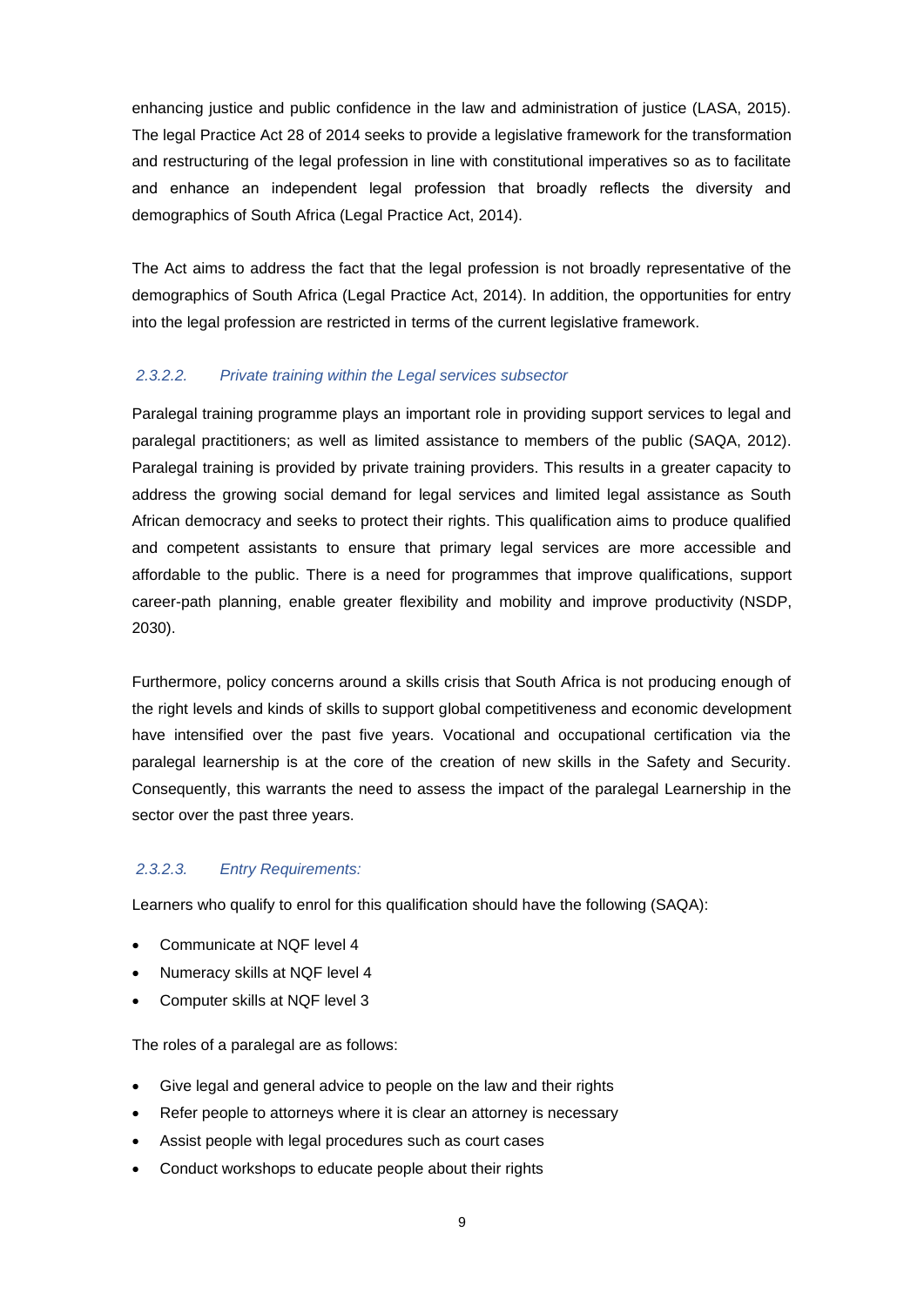enhancing justice and public confidence in the law and administration of justice (LASA, 2015). The legal Practice Act 28 of 2014 seeks to provide a legislative framework for the transformation and restructuring of the legal profession in line with constitutional imperatives so as to facilitate and enhance an independent legal profession that broadly reflects the diversity and demographics of South Africa (Legal Practice Act, 2014).

The Act aims to address the fact that the legal profession is not broadly representative of the demographics of South Africa (Legal Practice Act, 2014). In addition, the opportunities for entry into the legal profession are restricted in terms of the current legislative framework.

#### *2.3.2.2. Private training within the Legal services subsector*

Paralegal training programme plays an important role in providing support services to legal and paralegal practitioners; as well as limited assistance to members of the public (SAQA, 2012). Paralegal training is provided by private training providers. This results in a greater capacity to address the growing social demand for legal services and limited legal assistance as South African democracy and seeks to protect their rights. This qualification aims to produce qualified and competent assistants to ensure that primary legal services are more accessible and affordable to the public. There is a need for programmes that improve qualifications, support career-path planning, enable greater flexibility and mobility and improve productivity (NSDP, 2030).

Furthermore, policy concerns around a skills crisis that South Africa is not producing enough of the right levels and kinds of skills to support global competitiveness and economic development have intensified over the past five years. Vocational and occupational certification via the paralegal learnership is at the core of the creation of new skills in the Safety and Security. Consequently, this warrants the need to assess the impact of the paralegal Learnership in the sector over the past three years.

#### *2.3.2.3. Entry Requirements:*

Learners who qualify to enrol for this qualification should have the following (SAQA):

- Communicate at NQF level 4
- Numeracy skills at NQF level 4
- Computer skills at NQF level 3

The roles of a paralegal are as follows:

- Give legal and general advice to people on the law and their rights
- Refer people to attorneys where it is clear an attorney is necessary
- Assist people with legal procedures such as court cases
- Conduct workshops to educate people about their rights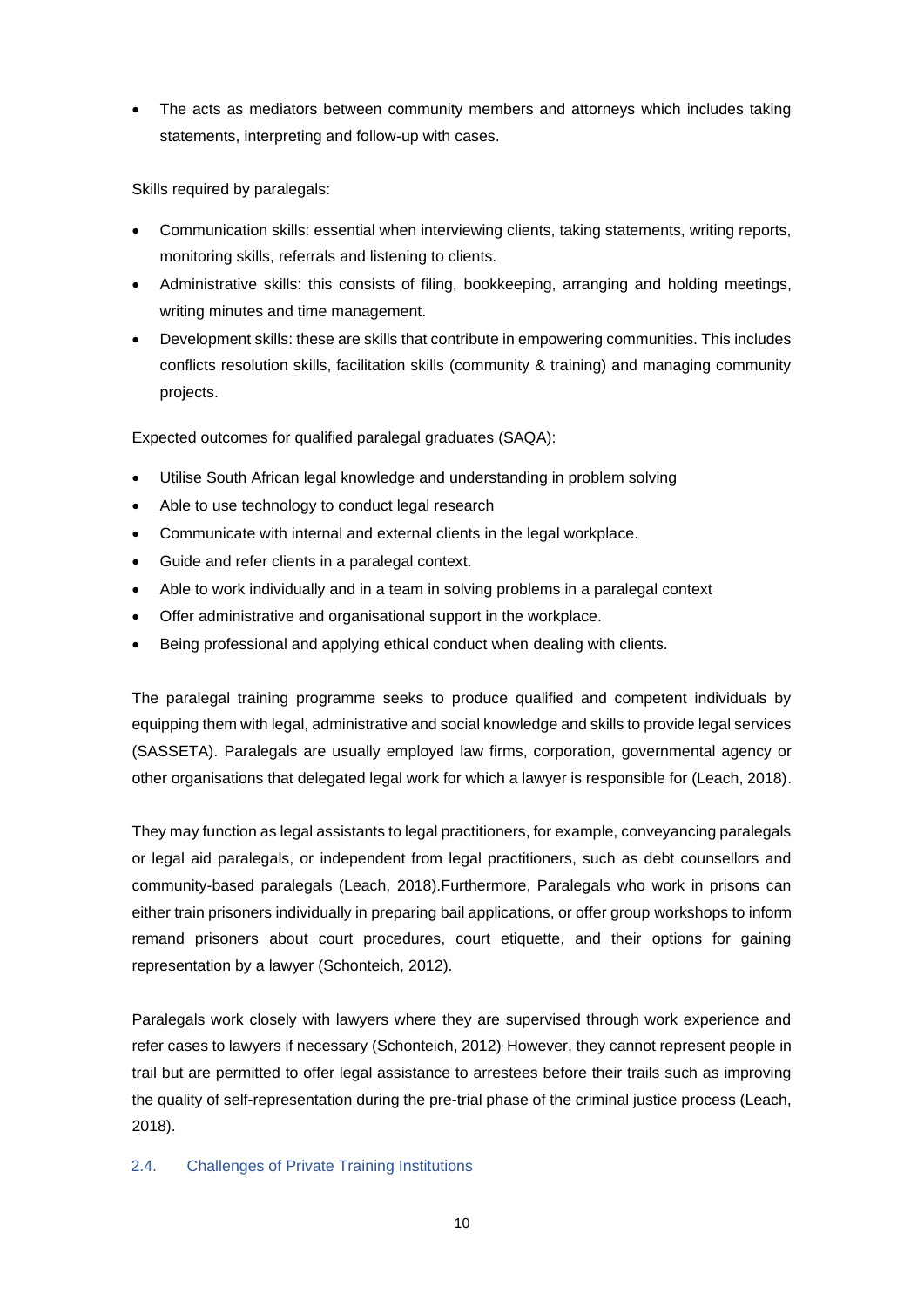- The acts as mediators between community members and attorneys which includes taking statements, interpreting and follow-up with cases.

Skills required by paralegals:

- Communication skills: essential when interviewing clients, taking statements, writing reports, monitoring skills, referrals and listening to clients.
- Administrative skills: this consists of filing, bookkeeping, arranging and holding meetings, writing minutes and time management.
- Development skills: these are skills that contribute in empowering communities. This includes conflicts resolution skills, facilitation skills (community & training) and managing community projects.

Expected outcomes for qualified paralegal graduates (SAQA):

- Utilise South African legal knowledge and understanding in problem solving
- Able to use technology to conduct legal research
- Communicate with internal and external clients in the legal workplace.
- Guide and refer clients in a paralegal context.
- Able to work individually and in a team in solving problems in a paralegal context
- Offer administrative and organisational support in the workplace.
- Being professional and applying ethical conduct when dealing with clients.

The paralegal training programme seeks to produce qualified and competent individuals by equipping them with legal, administrative and social knowledge and skills to provide legal services (SASSETA). Paralegals are usually employed law firms, corporation, governmental agency or other organisations that delegated legal work for which a lawyer is responsible for (Leach, 2018).

They may function as legal assistants to legal practitioners, for example, conveyancing paralegals or legal aid paralegals, or independent from legal practitioners, such as debt counsellors and community-based paralegals (Leach, 2018).Furthermore, Paralegals who work in prisons can either train prisoners individually in preparing bail applications, or offer group workshops to inform remand prisoners about court procedures, court etiquette, and their options for gaining representation by a lawyer (Schonteich, 2012).

Paralegals work closely with lawyers where they are supervised through work experience and refer cases to lawyers if necessary (Schonteich, 2012). However, they cannot represent people in trail but are permitted to offer legal assistance to arrestees before their trails such as improving the quality of self-representation during the pre-trial phase of the criminal justice process (Leach, 2018).

### 2.4. Challenges of Private Training Institutions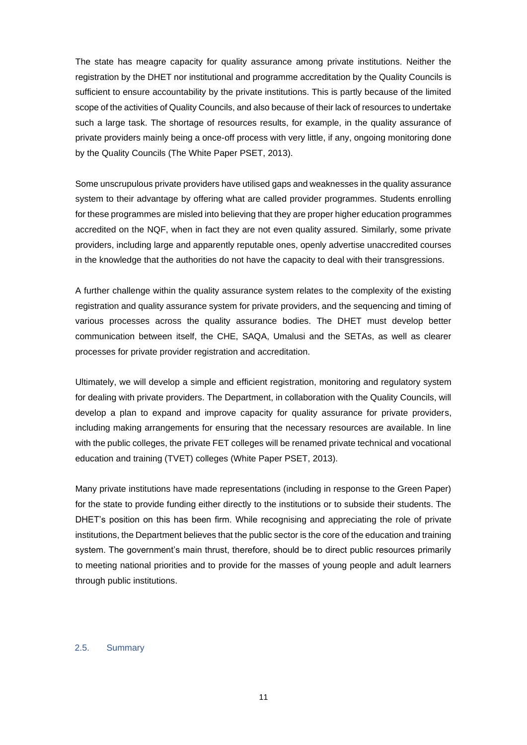The state has meagre capacity for quality assurance among private institutions. Neither the registration by the DHET nor institutional and programme accreditation by the Quality Councils is sufficient to ensure accountability by the private institutions. This is partly because of the limited scope of the activities of Quality Councils, and also because of their lack of resources to undertake such a large task. The shortage of resources results, for example, in the quality assurance of private providers mainly being a once-off process with very little, if any, ongoing monitoring done by the Quality Councils (The White Paper PSET, 2013).

Some unscrupulous private providers have utilised gaps and weaknesses in the quality assurance system to their advantage by offering what are called provider programmes. Students enrolling for these programmes are misled into believing that they are proper higher education programmes accredited on the NQF, when in fact they are not even quality assured. Similarly, some private providers, including large and apparently reputable ones, openly advertise unaccredited courses in the knowledge that the authorities do not have the capacity to deal with their transgressions.

A further challenge within the quality assurance system relates to the complexity of the existing registration and quality assurance system for private providers, and the sequencing and timing of various processes across the quality assurance bodies. The DHET must develop better communication between itself, the CHE, SAQA, Umalusi and the SETAs, as well as clearer processes for private provider registration and accreditation.

Ultimately, we will develop a simple and efficient registration, monitoring and regulatory system for dealing with private providers. The Department, in collaboration with the Quality Councils, will develop a plan to expand and improve capacity for quality assurance for private providers, including making arrangements for ensuring that the necessary resources are available. In line with the public colleges, the private FET colleges will be renamed private technical and vocational education and training (TVET) colleges (White Paper PSET, 2013).

Many private institutions have made representations (including in response to the Green Paper) for the state to provide funding either directly to the institutions or to subside their students. The DHET's position on this has been firm. While recognising and appreciating the role of private institutions, the Department believes that the public sector is the core of the education and training system. The government's main thrust, therefore, should be to direct public resources primarily to meeting national priorities and to provide for the masses of young people and adult learners through public institutions.

### 2.5. Summary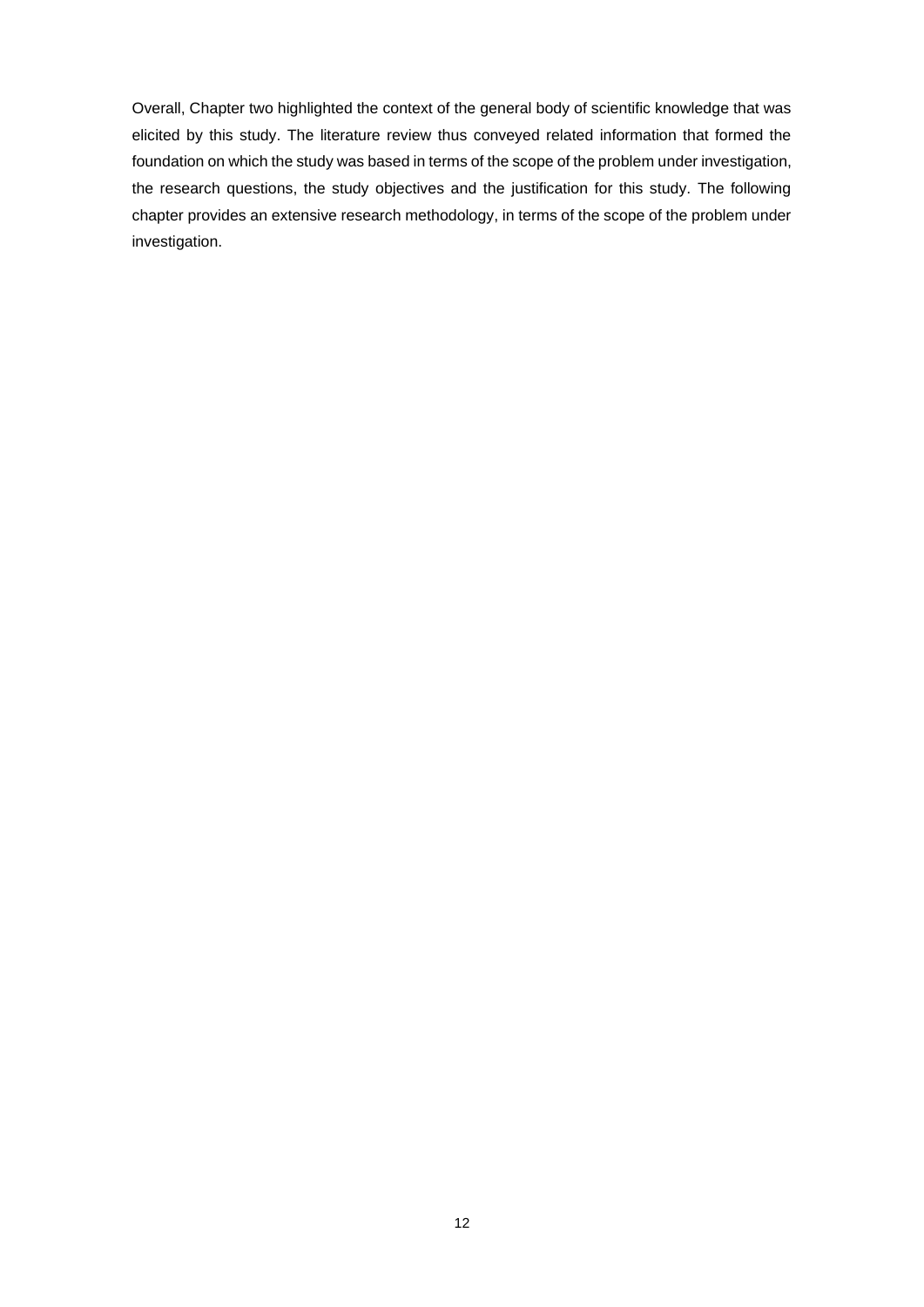Overall, Chapter two highlighted the context of the general body of scientific knowledge that was elicited by this study. The literature review thus conveyed related information that formed the foundation on which the study was based in terms of the scope of the problem under investigation, the research questions, the study objectives and the justification for this study. The following chapter provides an extensive research methodology, in terms of the scope of the problem under investigation.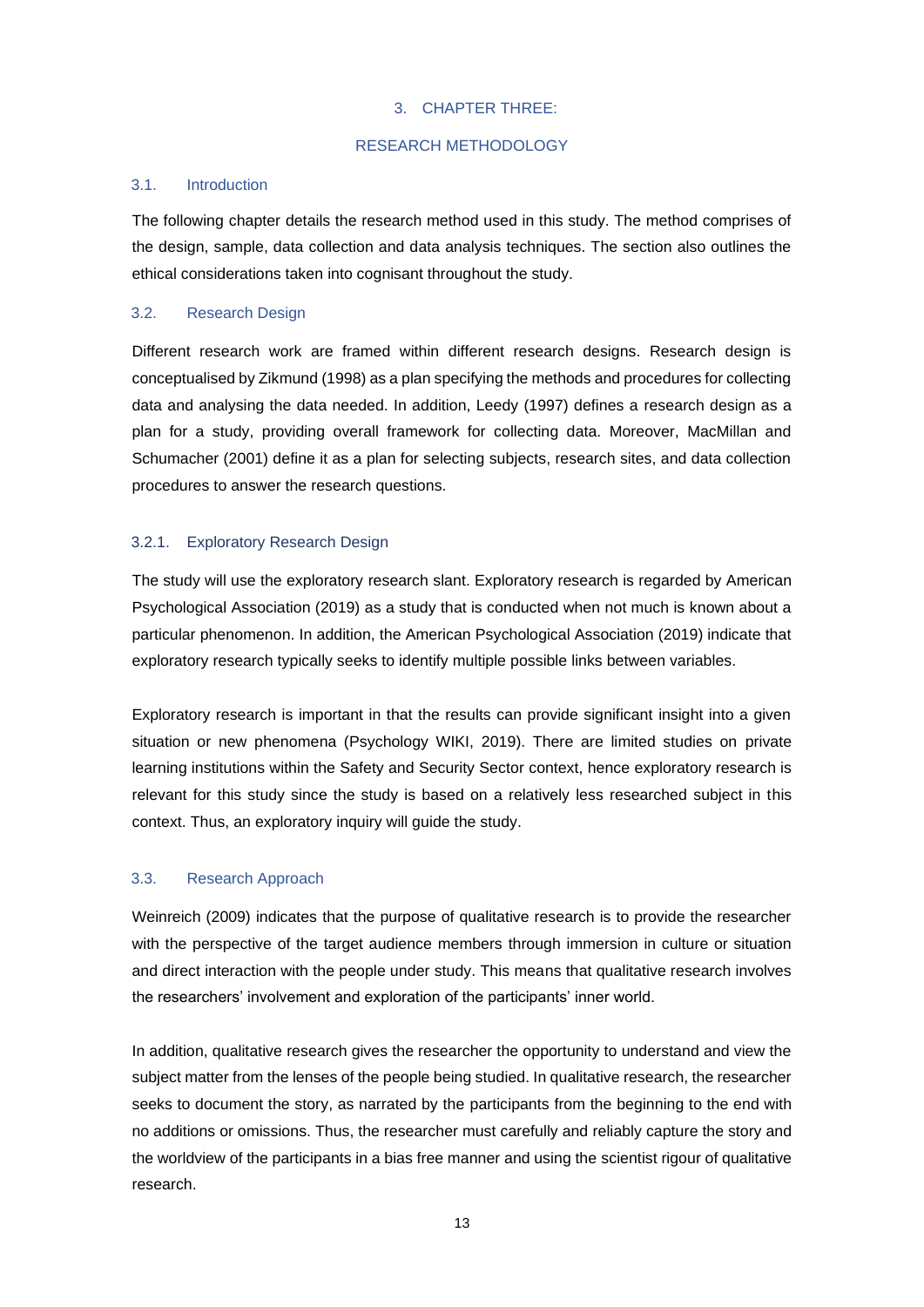# 3. CHAPTER THREE:

# RESEARCH METHODOLOGY

## 3.1. Introduction

The following chapter details the research method used in this study. The method comprises of the design, sample, data collection and data analysis techniques. The section also outlines the ethical considerations taken into cognisant throughout the study.

## 3.2. Research Design

Different research work are framed within different research designs. Research design is conceptualised by Zikmund (1998) as a plan specifying the methods and procedures for collecting data and analysing the data needed. In addition, Leedy (1997) defines a research design as a plan for a study, providing overall framework for collecting data. Moreover, MacMillan and Schumacher (2001) define it as a plan for selecting subjects, research sites, and data collection procedures to answer the research questions.

### 3.2.1. Exploratory Research Design

The study will use the exploratory research slant. Exploratory research is regarded by American Psychological Association (2019) as a study that is conducted when not much is known about a particular phenomenon. In addition, the American Psychological Association (2019) indicate that exploratory research typically seeks to identify multiple possible links between variables.

Exploratory research is important in that the results can provide significant insight into a given situation or new phenomena (Psychology WIKI, 2019). There are limited studies on private learning institutions within the Safety and Security Sector context, hence exploratory research is relevant for this study since the study is based on a relatively less researched subject in this context. Thus, an exploratory inquiry will guide the study.

## 3.3. Research Approach

Weinreich (2009) indicates that the purpose of qualitative research is to provide the researcher with the perspective of the target audience members through immersion in culture or situation and direct interaction with the people under study. This means that qualitative research involves the researchers' involvement and exploration of the participants' inner world.

In addition, qualitative research gives the researcher the opportunity to understand and view the subject matter from the lenses of the people being studied. In qualitative research, the researcher seeks to document the story, as narrated by the participants from the beginning to the end with no additions or omissions. Thus, the researcher must carefully and reliably capture the story and the worldview of the participants in a bias free manner and using the scientist rigour of qualitative research.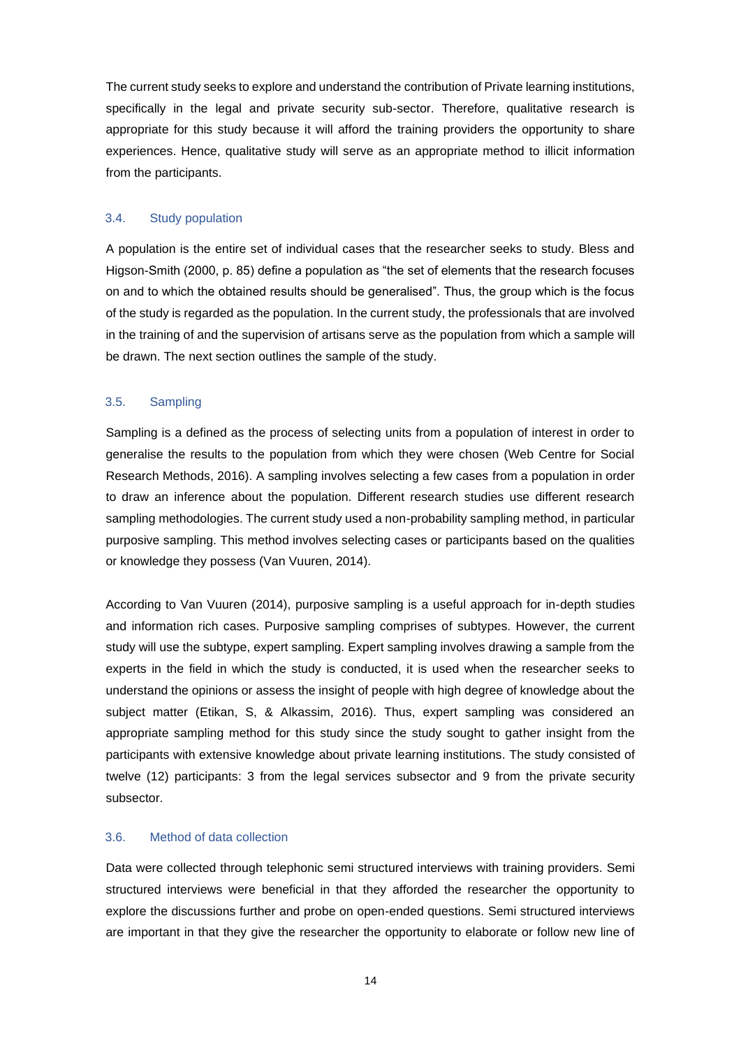The current study seeks to explore and understand the contribution of Private learning institutions, specifically in the legal and private security sub-sector. Therefore, qualitative research is appropriate for this study because it will afford the training providers the opportunity to share experiences. Hence, qualitative study will serve as an appropriate method to illicit information from the participants.

### 3.4. Study population

A population is the entire set of individual cases that the researcher seeks to study. Bless and Higson-Smith (2000, p. 85) define a population as "the set of elements that the research focuses on and to which the obtained results should be generalised". Thus, the group which is the focus of the study is regarded as the population. In the current study, the professionals that are involved in the training of and the supervision of artisans serve as the population from which a sample will be drawn. The next section outlines the sample of the study.

### 3.5. Sampling

Sampling is a defined as the process of selecting units from a population of interest in order to generalise the results to the population from which they were chosen (Web Centre for Social Research Methods, 2016). A sampling involves selecting a few cases from a population in order to draw an inference about the population. Different research studies use different research sampling methodologies. The current study used a non-probability sampling method, in particular purposive sampling. This method involves selecting cases or participants based on the qualities or knowledge they possess (Van Vuuren, 2014).

According to Van Vuuren (2014), purposive sampling is a useful approach for in-depth studies and information rich cases. Purposive sampling comprises of subtypes. However, the current study will use the subtype, expert sampling. Expert sampling involves drawing a sample from the experts in the field in which the study is conducted, it is used when the researcher seeks to understand the opinions or assess the insight of people with high degree of knowledge about the subject matter (Etikan, S, & Alkassim, 2016). Thus, expert sampling was considered an appropriate sampling method for this study since the study sought to gather insight from the participants with extensive knowledge about private learning institutions. The study consisted of twelve (12) participants: 3 from the legal services subsector and 9 from the private security subsector.

### 3.6. Method of data collection

Data were collected through telephonic semi structured interviews with training providers. Semi structured interviews were beneficial in that they afforded the researcher the opportunity to explore the discussions further and probe on open-ended questions. Semi structured interviews are important in that they give the researcher the opportunity to elaborate or follow new line of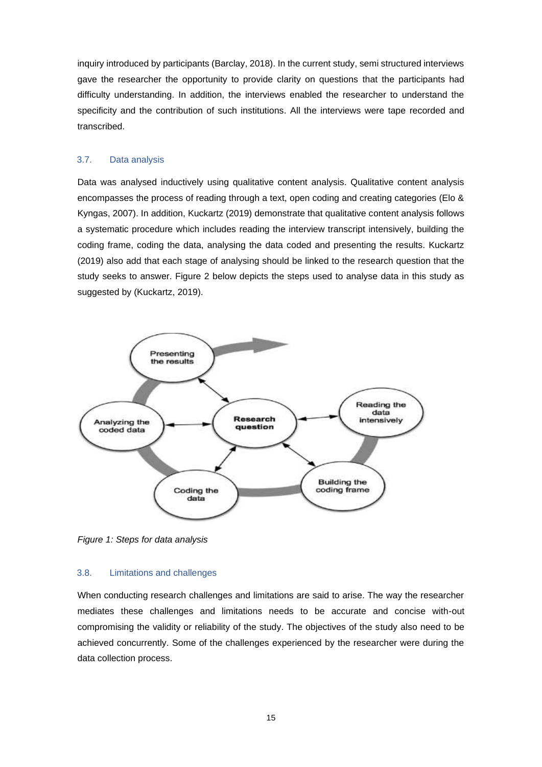inquiry introduced by participants (Barclay, 2018). In the current study, semi structured interviews gave the researcher the opportunity to provide clarity on questions that the participants had difficulty understanding. In addition, the interviews enabled the researcher to understand the specificity and the contribution of such institutions. All the interviews were tape recorded and transcribed.

### 3.7. Data analysis

Data was analysed inductively using qualitative content analysis. Qualitative content analysis encompasses the process of reading through a text, open coding and creating categories (Elo & Kyngas, 2007). In addition, Kuckartz (2019) demonstrate that qualitative content analysis follows a systematic procedure which includes reading the interview transcript intensively, building the coding frame, coding the data, analysing the data coded and presenting the results. Kuckartz (2019) also add that each stage of analysing should be linked to the research question that the study seeks to answer. Figure 2 below depicts the steps used to analyse data in this study as suggested by (Kuckartz, 2019).

*Figure 1: Steps for data analysis*

### 3.8. Limitations and challenges

When conducting research challenges and limitations are said to arise. The way the researcher mediates these challenges and limitations needs to be accurate and concise with-out compromising the validity or reliability of the study. The objectives of the study also need to be achieved concurrently. Some of the challenges experienced by the researcher were during the data collection process.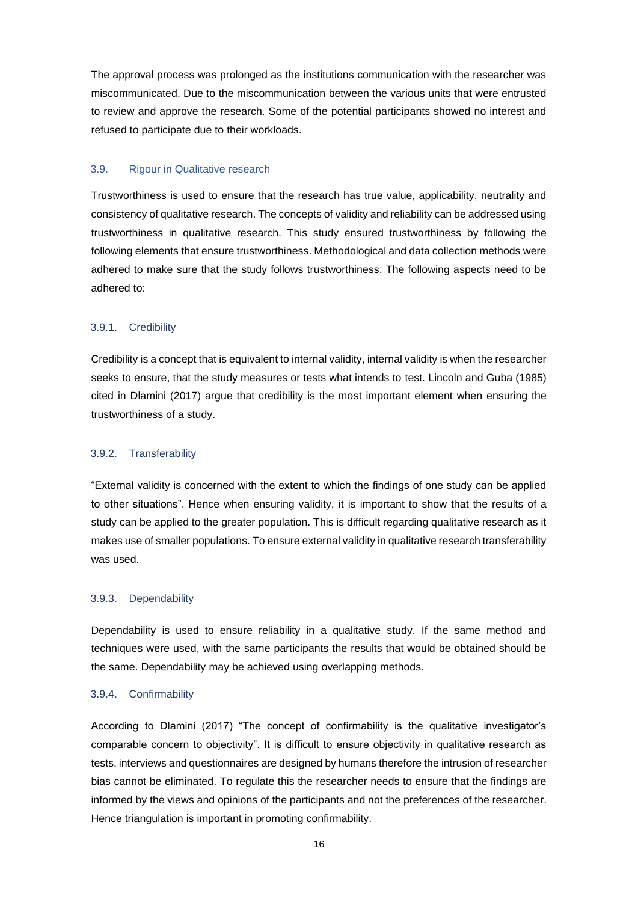The approval process was prolonged as the institutions communication with the researcher was miscommunicated. Due to the miscommunication between the various units that were entrusted to review and approve the research. Some of the potential participants showed no interest and refused to participate due to their workloads.

## 3.9. Rigour in Qualitative research

Trustworthiness is used to ensure that the research has true value, applicability, neutrality and consistency of qualitative research. The concepts of validity and reliability can be addressed using trustworthiness in qualitative research. This study ensured trustworthiness by following the following elements that ensure trustworthiness. Methodological and data collection methods were adhered to make sure that the study follows trustworthiness. The following aspects need to be adhered to:

### 3.9.1. Credibility

Credibility is a concept that is equivalent to internal validity, internal validity is when the researcher seeks to ensure, that the study measures or tests what intends to test. Lincoln and Guba (1985) cited in Dlamini (2017) argue that credibility is the most important element when ensuring the trustworthiness of a study.

### 3.9.2. Transferability

"External validity is concerned with the extent to which the findings of one study can be applied to other situations". Hence when ensuring validity, it is important to show that the results of a study can be applied to the greater population. This is difficult regarding qualitative research as it makes use of smaller populations. To ensure external validity in qualitative research transferability was used.

### 3.9.3. Dependability

Dependability is used to ensure reliability in a qualitative study. If the same method and techniques were used, with the same participants the results that would be obtained should be the same. Dependability may be achieved using overlapping methods.

### 3.9.4. Confirmability

According to Dlamini (2017) "The concept of confirmability is the qualitative investigator's comparable concern to objectivity". It is difficult to ensure objectivity in qualitative research as tests, interviews and questionnaires are designed by humans therefore the intrusion of researcher bias cannot be eliminated. To regulate this the researcher needs to ensure that the findings are informed by the views and opinions of the participants and not the preferences of the researcher. Hence triangulation is important in promoting confirmability.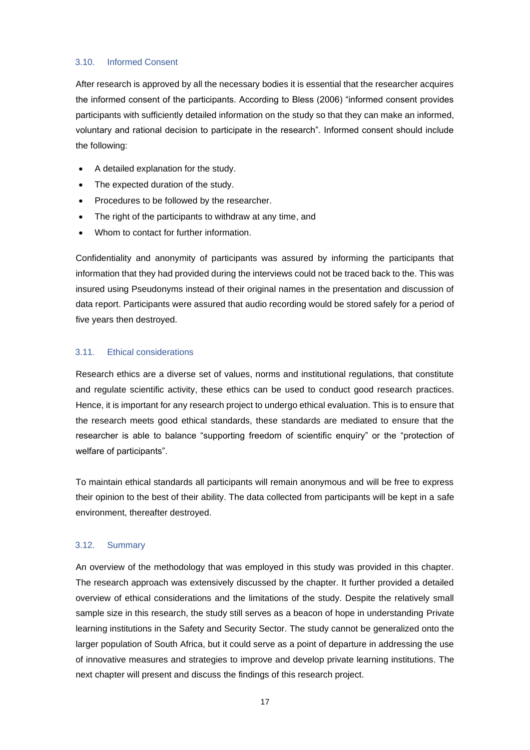### 3.10. Informed Consent

After research is approved by all the necessary bodies it is essential that the researcher acquires the informed consent of the participants. According to Bless (2006) "informed consent provides participants with sufficiently detailed information on the study so that they can make an informed, voluntary and rational decision to participate in the research". Informed consent should include the following:

- A detailed explanation for the study.
- The expected duration of the study.
- Procedures to be followed by the researcher.
- The right of the participants to withdraw at any time, and
- Whom to contact for further information.

Confidentiality and anonymity of participants was assured by informing the participants that information that they had provided during the interviews could not be traced back to the. This was insured using Pseudonyms instead of their original names in the presentation and discussion of data report. Participants were assured that audio recording would be stored safely for a period of five years then destroyed.

### 3.11. Ethical considerations

Research ethics are a diverse set of values, norms and institutional regulations, that constitute and regulate scientific activity, these ethics can be used to conduct good research practices. Hence, it is important for any research project to undergo ethical evaluation. This is to ensure that the research meets good ethical standards, these standards are mediated to ensure that the researcher is able to balance "supporting freedom of scientific enquiry" or the "protection of welfare of participants".

To maintain ethical standards all participants will remain anonymous and will be free to express their opinion to the best of their ability. The data collected from participants will be kept in a safe environment, thereafter destroyed.

### 3.12. Summary

An overview of the methodology that was employed in this study was provided in this chapter. The research approach was extensively discussed by the chapter. It further provided a detailed overview of ethical considerations and the limitations of the study. Despite the relatively small sample size in this research, the study still serves as a beacon of hope in understanding Private learning institutions in the Safety and Security Sector. The study cannot be generalized onto the larger population of South Africa, but it could serve as a point of departure in addressing the use of innovative measures and strategies to improve and develop private learning institutions. The next chapter will present and discuss the findings of this research project.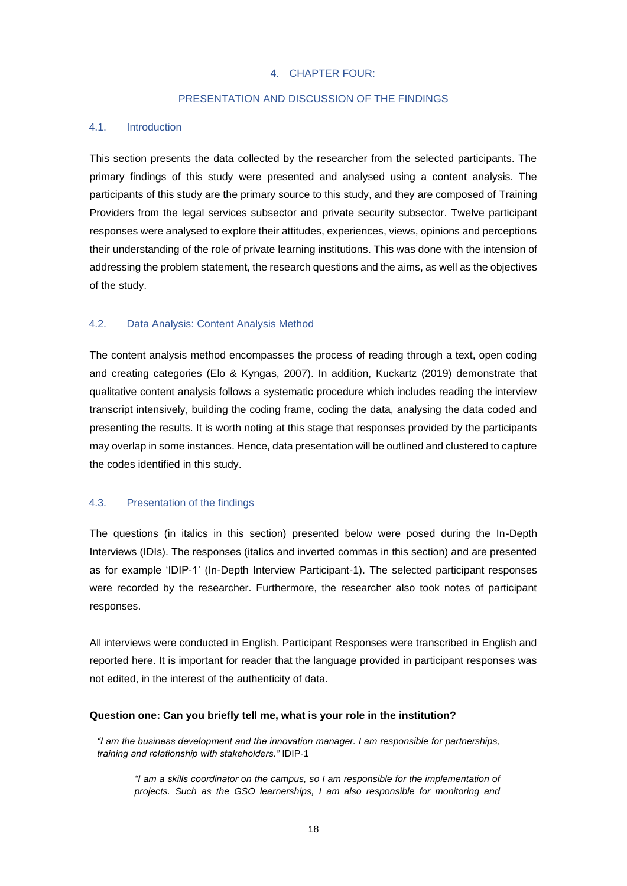# 4. CHAPTER FOUR:

## PRESENTATION AND DISCUSSION OF THE FINDINGS

### 4.1. Introduction

This section presents the data collected by the researcher from the selected participants. The primary findings of this study were presented and analysed using a content analysis. The participants of this study are the primary source to this study, and they are composed of Training Providers from the legal services subsector and private security subsector. Twelve participant responses were analysed to explore their attitudes, experiences, views, opinions and perceptions their understanding of the role of private learning institutions. This was done with the intension of addressing the problem statement, the research questions and the aims, as well as the objectives of the study.

### 4.2. Data Analysis: Content Analysis Method

The content analysis method encompasses the process of reading through a text, open coding and creating categories (Elo & Kyngas, 2007). In addition, Kuckartz (2019) demonstrate that qualitative content analysis follows a systematic procedure which includes reading the interview transcript intensively, building the coding frame, coding the data, analysing the data coded and presenting the results. It is worth noting at this stage that responses provided by the participants may overlap in some instances. Hence, data presentation will be outlined and clustered to capture the codes identified in this study.

### 4.3. Presentation of the findings

The questions (in italics in this section) presented below were posed during the In-Depth Interviews (IDIs). The responses (italics and inverted commas in this section) and are presented as for example 'IDIP-1' (In-Depth Interview Participant-1). The selected participant responses were recorded by the researcher. Furthermore, the researcher also took notes of participant responses.

All interviews were conducted in English. Participant Responses were transcribed in English and reported here. It is important for reader that the language provided in participant responses was not edited, in the interest of the authenticity of data.

**Question one: Can you briefly tell me, what is your role in the institution?**

> *"I am the business development and the innovation manager. I am responsible for partnerships, training and relationship with stakeholders."* IDIP-1

> *"I am a skills coordinator on the campus, so I am responsible for the implementation of projects. Such as the GSO learnerships, I am also responsible for monitoring and*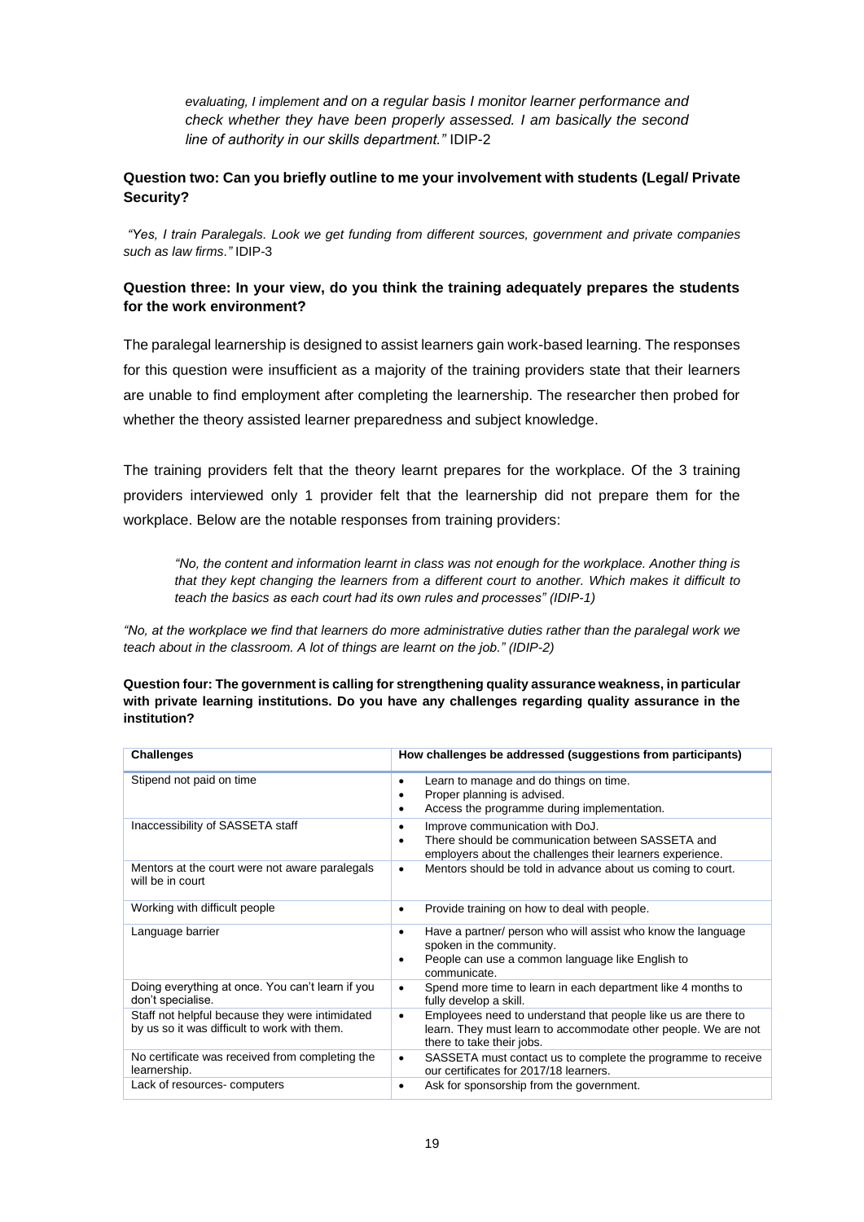*evaluating, I implement and on a regular basis I monitor learner performance and check whether they have been properly assessed. I am basically the second line of authority in our skills department."* IDIP-2

**Question two: Can you briefly outline to me your involvement with students (Legal/ Private Security?**

*"Yes, I train Paralegals. Look we get funding from different sources, government and private companies such as law firms."* IDIP-3

**Question three: In your view, do you think the training adequately prepares the students for the work environment?**

The paralegal learnership is designed to assist learners gain work-based learning. The responses for this question were insufficient as a majority of the training providers state that their learners are unable to find employment after completing the learnership. The researcher then probed for whether the theory assisted learner preparedness and subject knowledge.

The training providers felt that the theory learnt prepares for the workplace. Of the 3 training providers interviewed only 1 provider felt that the learnership did not prepare them for the workplace. Below are the notable responses from training providers:

*"No, the content and information learnt in class was not enough for the workplace. Another thing is that they kept changing the learners from a different court to another. Which makes it difficult to teach the basics as each court had its own rules and processes" (IDIP-1)*

*"No, at the workplace we find that learners do more administrative duties rather than the paralegal work we teach about in the classroom. A lot of things are learnt on the job." (IDIP-2)*

**Question four: The government is calling for strengthening quality assurance weakness, in particular with private learning institutions. Do you have any challenges regarding quality assurance in the institution?**

| Challenges | How challenges be addressed (suggestions from participants) |
|---|---|
| Stipend not paid on time | • Learn to manage and do things on time.<br>• Proper planning is advised.<br>• Access the programme during implementation. |
| Inaccessibility of SASSETA staff | • Improve communication with DoJ.<br>• There should be communication between SASSETA and employers about the challenges their learners experience. |
| Mentors at the court were not aware paralegals will be in court | • Mentors should be told in advance about us coming to court. |
| Working with difficult people | • Provide training on how to deal with people. |
| Language barrier | • Have a partner/ person who will assist who know the language spoken in the community.<br>• People can use a common language like English to communicate. |
| Doing everything at once. You can't learn if you don't specialise. | • Spend more time to learn in each department like 4 months to fully develop a skill. |
| Staff not helpful because they were intimidated by us so it was difficult to work with them. | • Employees need to understand that people like us are there to learn. They must learn to accommodate other people. We are not there to take their jobs. |
| No certificate was received from completing the learnership. | • SASSETA must contact us to complete the programme to receive our certificates for 2017/18 learners. |
| Lack of resources- computers | • Ask for sponsorship from the government. |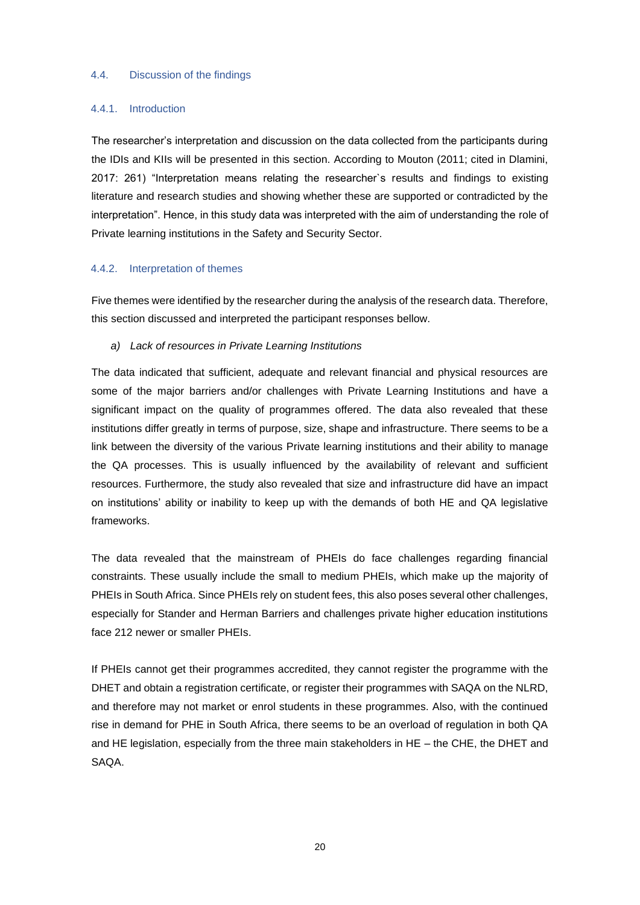## 4.4. Discussion of the findings

### 4.4.1. Introduction

The researcher's interpretation and discussion on the data collected from the participants during the IDIs and KIIs will be presented in this section. According to Mouton (2011; cited in Dlamini, 2017: 261) "Interpretation means relating the researcher`s results and findings to existing literature and research studies and showing whether these are supported or contradicted by the interpretation". Hence, in this study data was interpreted with the aim of understanding the role of Private learning institutions in the Safety and Security Sector.

### 4.4.2. Interpretation of themes

Five themes were identified by the researcher during the analysis of the research data. Therefore, this section discussed and interpreted the participant responses bellow.

*a) Lack of resources in Private Learning Institutions*

The data indicated that sufficient, adequate and relevant financial and physical resources are some of the major barriers and/or challenges with Private Learning Institutions and have a significant impact on the quality of programmes offered. The data also revealed that these institutions differ greatly in terms of purpose, size, shape and infrastructure. There seems to be a link between the diversity of the various Private learning institutions and their ability to manage the QA processes. This is usually influenced by the availability of relevant and sufficient resources. Furthermore, the study also revealed that size and infrastructure did have an impact on institutions' ability or inability to keep up with the demands of both HE and QA legislative frameworks.

The data revealed that the mainstream of PHEIs do face challenges regarding financial constraints. These usually include the small to medium PHEIs, which make up the majority of PHEIs in South Africa. Since PHEIs rely on student fees, this also poses several other challenges, especially for Stander and Herman Barriers and challenges private higher education institutions face 212 newer or smaller PHEIs.

If PHEIs cannot get their programmes accredited, they cannot register the programme with the DHET and obtain a registration certificate, or register their programmes with SAQA on the NLRD, and therefore may not market or enrol students in these programmes. Also, with the continued rise in demand for PHE in South Africa, there seems to be an overload of regulation in both QA and HE legislation, especially from the three main stakeholders in HE – the CHE, the DHET and SAQA.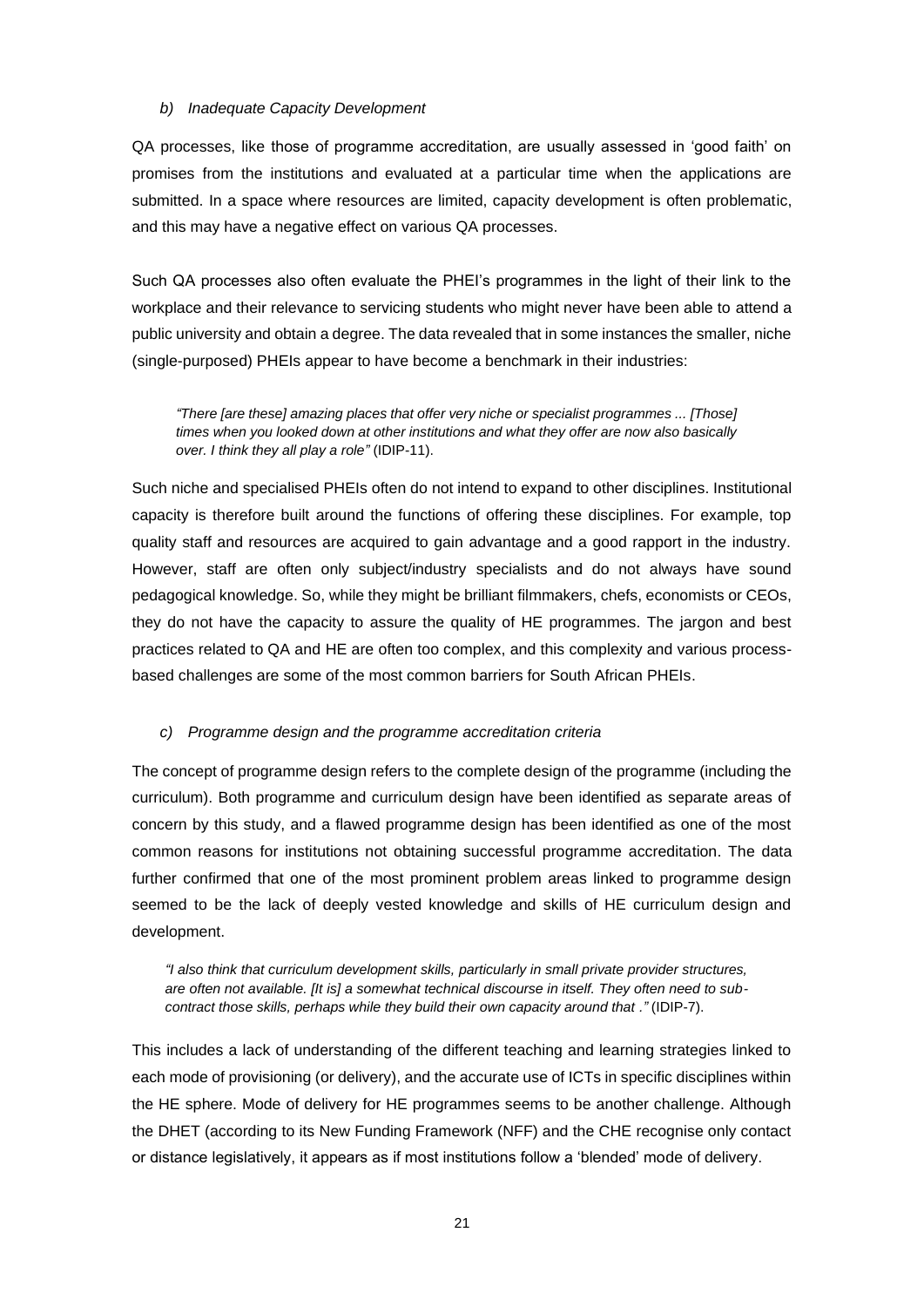*b) Inadequate Capacity Development*

QA processes, like those of programme accreditation, are usually assessed in 'good faith' on promises from the institutions and evaluated at a particular time when the applications are submitted. In a space where resources are limited, capacity development is often problematic, and this may have a negative effect on various QA processes.

Such QA processes also often evaluate the PHEI's programmes in the light of their link to the workplace and their relevance to servicing students who might never have been able to attend a public university and obtain a degree. The data revealed that in some instances the smaller, niche (single-purposed) PHEIs appear to have become a benchmark in their industries:

> *"There [are these] amazing places that offer very niche or specialist programmes ... [Those] times when you looked down at other institutions and what they offer are now also basically over. I think they all play a role"* (IDIP-11).

Such niche and specialised PHEIs often do not intend to expand to other disciplines. Institutional capacity is therefore built around the functions of offering these disciplines. For example, top quality staff and resources are acquired to gain advantage and a good rapport in the industry. However, staff are often only subject/industry specialists and do not always have sound pedagogical knowledge. So, while they might be brilliant filmmakers, chefs, economists or CEOs, they do not have the capacity to assure the quality of HE programmes. The jargon and best practices related to QA and HE are often too complex, and this complexity and various process-based challenges are some of the most common barriers for South African PHEIs.

*c) Programme design and the programme accreditation criteria*

The concept of programme design refers to the complete design of the programme (including the curriculum). Both programme and curriculum design have been identified as separate areas of concern by this study, and a flawed programme design has been identified as one of the most common reasons for institutions not obtaining successful programme accreditation. The data further confirmed that one of the most prominent problem areas linked to programme design seemed to be the lack of deeply vested knowledge and skills of HE curriculum design and development.

> *"I also think that curriculum development skills, particularly in small private provider structures, are often not available. [It is] a somewhat technical discourse in itself. They often need to sub-contract those skills, perhaps while they build their own capacity around that ."* (IDIP-7).

This includes a lack of understanding of the different teaching and learning strategies linked to each mode of provisioning (or delivery), and the accurate use of ICTs in specific disciplines within the HE sphere. Mode of delivery for HE programmes seems to be another challenge. Although the DHET (according to its New Funding Framework (NFF) and the CHE recognise only contact or distance legislatively, it appears as if most institutions follow a 'blended' mode of delivery.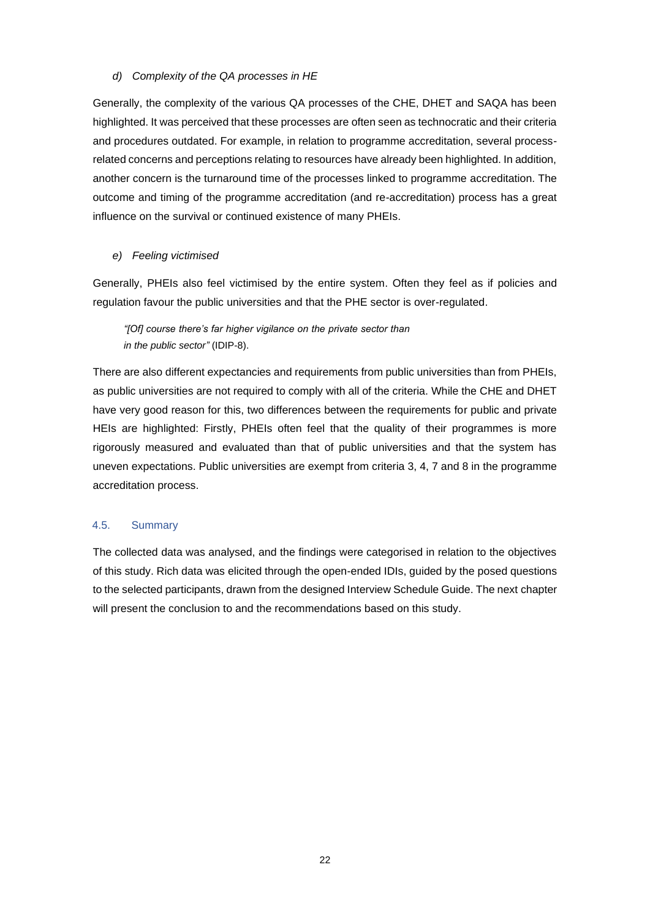*d) Complexity of the QA processes in HE*

Generally, the complexity of the various QA processes of the CHE, DHET and SAQA has been highlighted. It was perceived that these processes are often seen as technocratic and their criteria and procedures outdated. For example, in relation to programme accreditation, several process-related concerns and perceptions relating to resources have already been highlighted. In addition, another concern is the turnaround time of the processes linked to programme accreditation. The outcome and timing of the programme accreditation (and re-accreditation) process has a great influence on the survival or continued existence of many PHEIs.

*e) Feeling victimised*

Generally, PHEIs also feel victimised by the entire system. Often they feel as if policies and regulation favour the public universities and that the PHE sector is over-regulated.

> *"[Of] course there's far higher vigilance on the private sector than in the public sector"* (IDIP-8).

There are also different expectancies and requirements from public universities than from PHEIs, as public universities are not required to comply with all of the criteria. While the CHE and DHET have very good reason for this, two differences between the requirements for public and private HEIs are highlighted: Firstly, PHEIs often feel that the quality of their programmes is more rigorously measured and evaluated than that of public universities and that the system has uneven expectations. Public universities are exempt from criteria 3, 4, 7 and 8 in the programme accreditation process.

### 4.5. Summary

The collected data was analysed, and the findings were categorised in relation to the objectives of this study. Rich data was elicited through the open-ended IDIs, guided by the posed questions to the selected participants, drawn from the designed Interview Schedule Guide. The next chapter will present the conclusion to and the recommendations based on this study.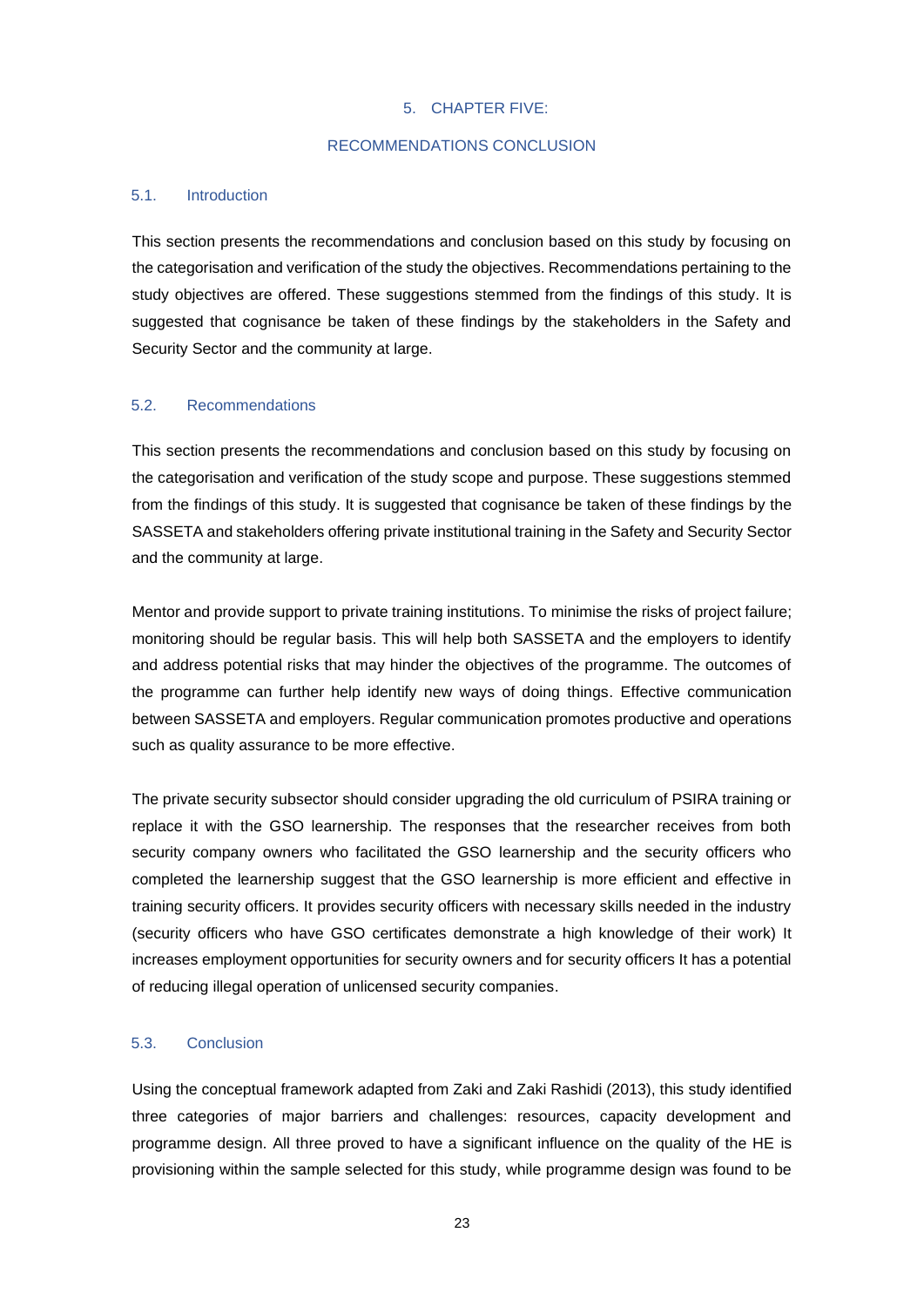# 5. CHAPTER FIVE:

# RECOMMENDATIONS CONCLUSION

## 5.1. Introduction

This section presents the recommendations and conclusion based on this study by focusing on the categorisation and verification of the study the objectives. Recommendations pertaining to the study objectives are offered. These suggestions stemmed from the findings of this study. It is suggested that cognisance be taken of these findings by the stakeholders in the Safety and Security Sector and the community at large.

## 5.2. Recommendations

This section presents the recommendations and conclusion based on this study by focusing on the categorisation and verification of the study scope and purpose. These suggestions stemmed from the findings of this study. It is suggested that cognisance be taken of these findings by the SASSETA and stakeholders offering private institutional training in the Safety and Security Sector and the community at large.

Mentor and provide support to private training institutions. To minimise the risks of project failure; monitoring should be regular basis. This will help both SASSETA and the employers to identify and address potential risks that may hinder the objectives of the programme. The outcomes of the programme can further help identify new ways of doing things. Effective communication between SASSETA and employers. Regular communication promotes productive and operations such as quality assurance to be more effective.

The private security subsector should consider upgrading the old curriculum of PSIRA training or replace it with the GSO learnership. The responses that the researcher receives from both security company owners who facilitated the GSO learnership and the security officers who completed the learnership suggest that the GSO learnership is more efficient and effective in training security officers. It provides security officers with necessary skills needed in the industry (security officers who have GSO certificates demonstrate a high knowledge of their work) It increases employment opportunities for security owners and for security officers It has a potential of reducing illegal operation of unlicensed security companies.

## 5.3. Conclusion

Using the conceptual framework adapted from Zaki and Zaki Rashidi (2013), this study identified three categories of major barriers and challenges: resources, capacity development and programme design. All three proved to have a significant influence on the quality of the HE is provisioning within the sample selected for this study, while programme design was found to be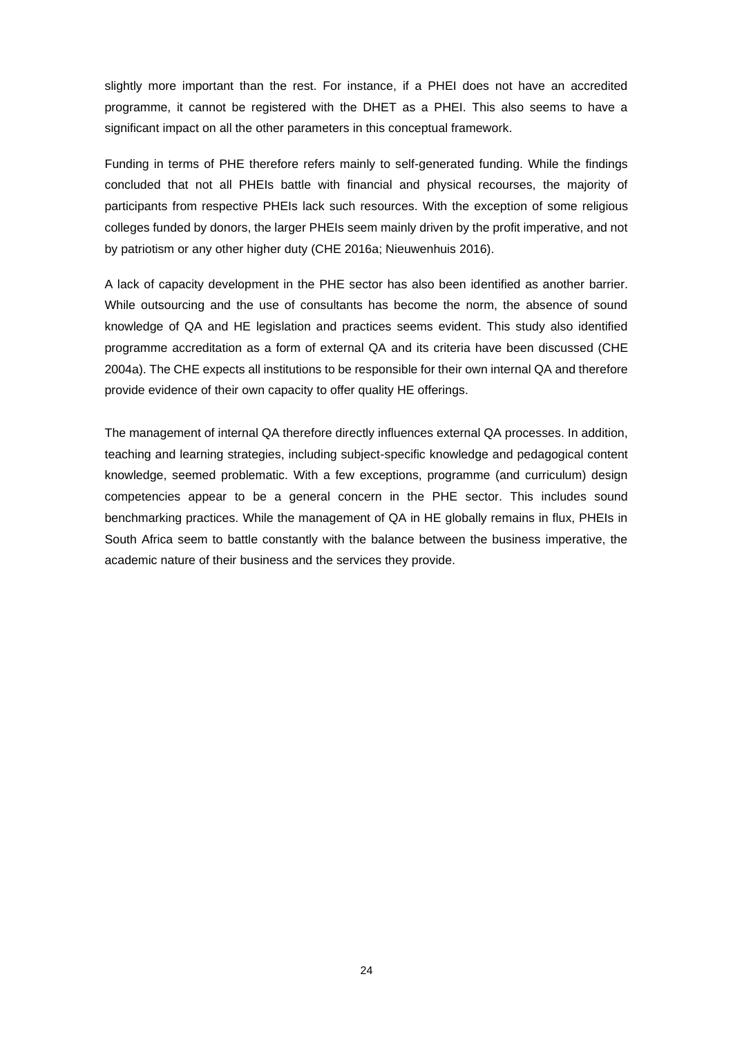slightly more important than the rest. For instance, if a PHEI does not have an accredited programme, it cannot be registered with the DHET as a PHEI. This also seems to have a significant impact on all the other parameters in this conceptual framework.

Funding in terms of PHE therefore refers mainly to self-generated funding. While the findings concluded that not all PHEIs battle with financial and physical recourses, the majority of participants from respective PHEIs lack such resources. With the exception of some religious colleges funded by donors, the larger PHEIs seem mainly driven by the profit imperative, and not by patriotism or any other higher duty (CHE 2016a; Nieuwenhuis 2016).

A lack of capacity development in the PHE sector has also been identified as another barrier. While outsourcing and the use of consultants has become the norm, the absence of sound knowledge of QA and HE legislation and practices seems evident. This study also identified programme accreditation as a form of external QA and its criteria have been discussed (CHE 2004a). The CHE expects all institutions to be responsible for their own internal QA and therefore provide evidence of their own capacity to offer quality HE offerings.

The management of internal QA therefore directly influences external QA processes. In addition, teaching and learning strategies, including subject-specific knowledge and pedagogical content knowledge, seemed problematic. With a few exceptions, programme (and curriculum) design competencies appear to be a general concern in the PHE sector. This includes sound benchmarking practices. While the management of QA in HE globally remains in flux, PHEIs in South Africa seem to battle constantly with the balance between the business imperative, the academic nature of their business and the services they provide.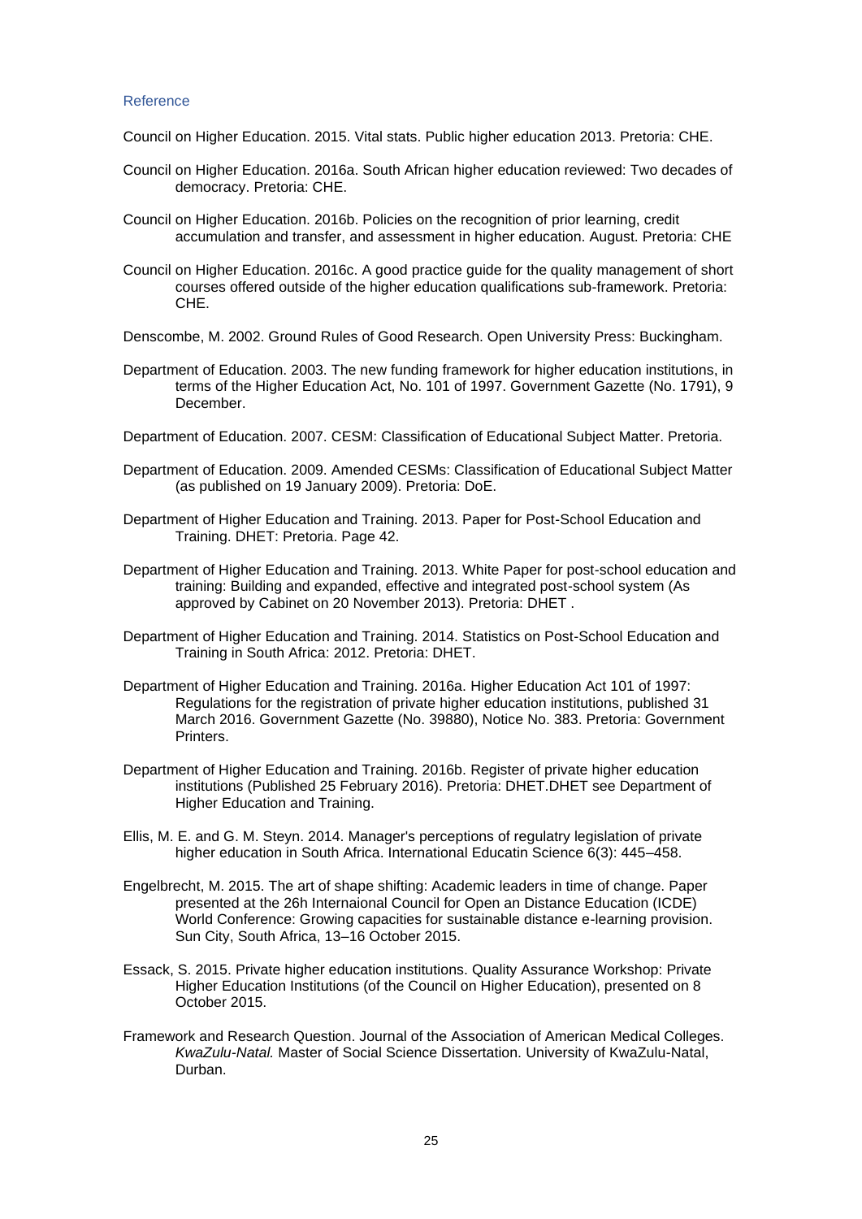## Reference

Council on Higher Education. 2015. Vital stats. Public higher education 2013. Pretoria: CHE.

Council on Higher Education. 2016a. South African higher education reviewed: Two decades of democracy. Pretoria: CHE.

Council on Higher Education. 2016b. Policies on the recognition of prior learning, credit accumulation and transfer, and assessment in higher education. August. Pretoria: CHE

Council on Higher Education. 2016c. A good practice guide for the quality management of short courses offered outside of the higher education qualifications sub-framework. Pretoria: CHE.

Denscombe, M. 2002. Ground Rules of Good Research. Open University Press: Buckingham.

Department of Education. 2003. The new funding framework for higher education institutions, in terms of the Higher Education Act, No. 101 of 1997. Government Gazette (No. 1791), 9 December.

Department of Education. 2007. CESM: Classification of Educational Subject Matter. Pretoria.

Department of Education. 2009. Amended CESMs: Classification of Educational Subject Matter (as published on 19 January 2009). Pretoria: DoE.

Department of Higher Education and Training. 2013. Paper for Post-School Education and Training. DHET: Pretoria. Page 42.

Department of Higher Education and Training. 2013. White Paper for post-school education and training: Building and expanded, effective and integrated post-school system (As approved by Cabinet on 20 November 2013). Pretoria: DHET .

Department of Higher Education and Training. 2014. Statistics on Post-School Education and Training in South Africa: 2012. Pretoria: DHET.

Department of Higher Education and Training. 2016a. Higher Education Act 101 of 1997: Regulations for the registration of private higher education institutions, published 31 March 2016. Government Gazette (No. 39880), Notice No. 383. Pretoria: Government Printers.

Department of Higher Education and Training. 2016b. Register of private higher education institutions (Published 25 February 2016). Pretoria: DHET.DHET see Department of Higher Education and Training.

Ellis, M. E. and G. M. Steyn. 2014. Manager's perceptions of regulatry legislation of private higher education in South Africa. International Educatin Science 6(3): 445–458.

Engelbrecht, M. 2015. The art of shape shifting: Academic leaders in time of change. Paper presented at the 26h Internaional Council for Open an Distance Education (ICDE) World Conference: Growing capacities for sustainable distance e-learning provision. Sun City, South Africa, 13–16 October 2015.

Essack, S. 2015. Private higher education institutions. Quality Assurance Workshop: Private Higher Education Institutions (of the Council on Higher Education), presented on 8 October 2015.

Framework and Research Question. Journal of the Association of American Medical Colleges. *KwaZulu-Natal.* Master of Social Science Dissertation. University of KwaZulu-Natal, Durban.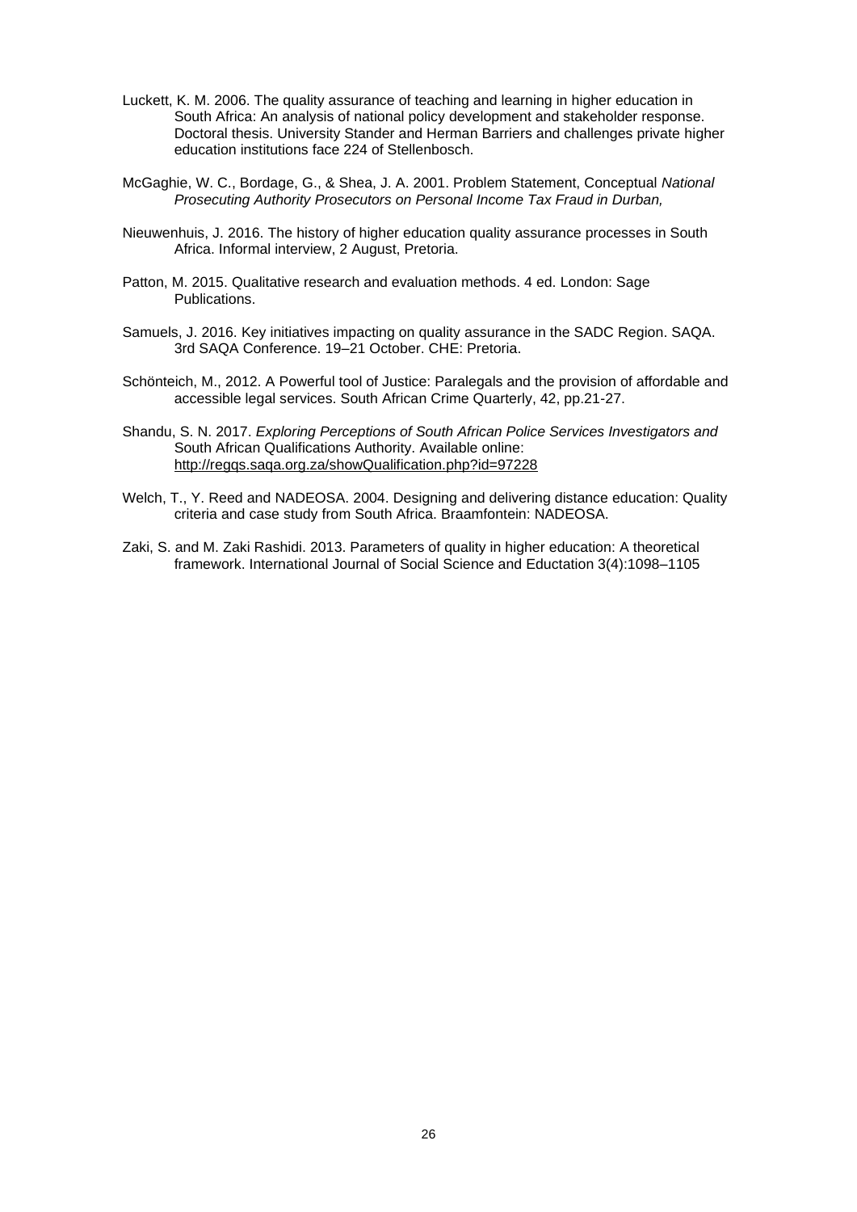Luckett, K. M. 2006. The quality assurance of teaching and learning in higher education in South Africa: An analysis of national policy development and stakeholder response. Doctoral thesis. University Stander and Herman Barriers and challenges private higher education institutions face 224 of Stellenbosch.

McGaghie, W. C., Bordage, G., & Shea, J. A. 2001. Problem Statement, Conceptual *National Prosecuting Authority Prosecutors on Personal Income Tax Fraud in Durban,*

Nieuwenhuis, J. 2016. The history of higher education quality assurance processes in South Africa. Informal interview, 2 August, Pretoria.

Patton, M. 2015. Qualitative research and evaluation methods. 4 ed. London: Sage Publications.

Samuels, J. 2016. Key initiatives impacting on quality assurance in the SADC Region. SAQA. 3rd SAQA Conference. 19–21 October. CHE: Pretoria.

Schönteich, M., 2012. A Powerful tool of Justice: Paralegals and the provision of affordable and accessible legal services. South African Crime Quarterly, 42, pp.21-27.

Shandu, S. N. 2017. *Exploring Perceptions of South African Police Services Investigators and* South African Qualifications Authority. Available online: http://regqs.saqa.org.za/showQualification.php?id=97228

Welch, T., Y. Reed and NADEOSA. 2004. Designing and delivering distance education: Quality criteria and case study from South Africa. Braamfontein: NADEOSA.

Zaki, S. and M. Zaki Rashidi. 2013. Parameters of quality in higher education: A theoretical framework. International Journal of Social Science and Eductation 3(4):1098–1105